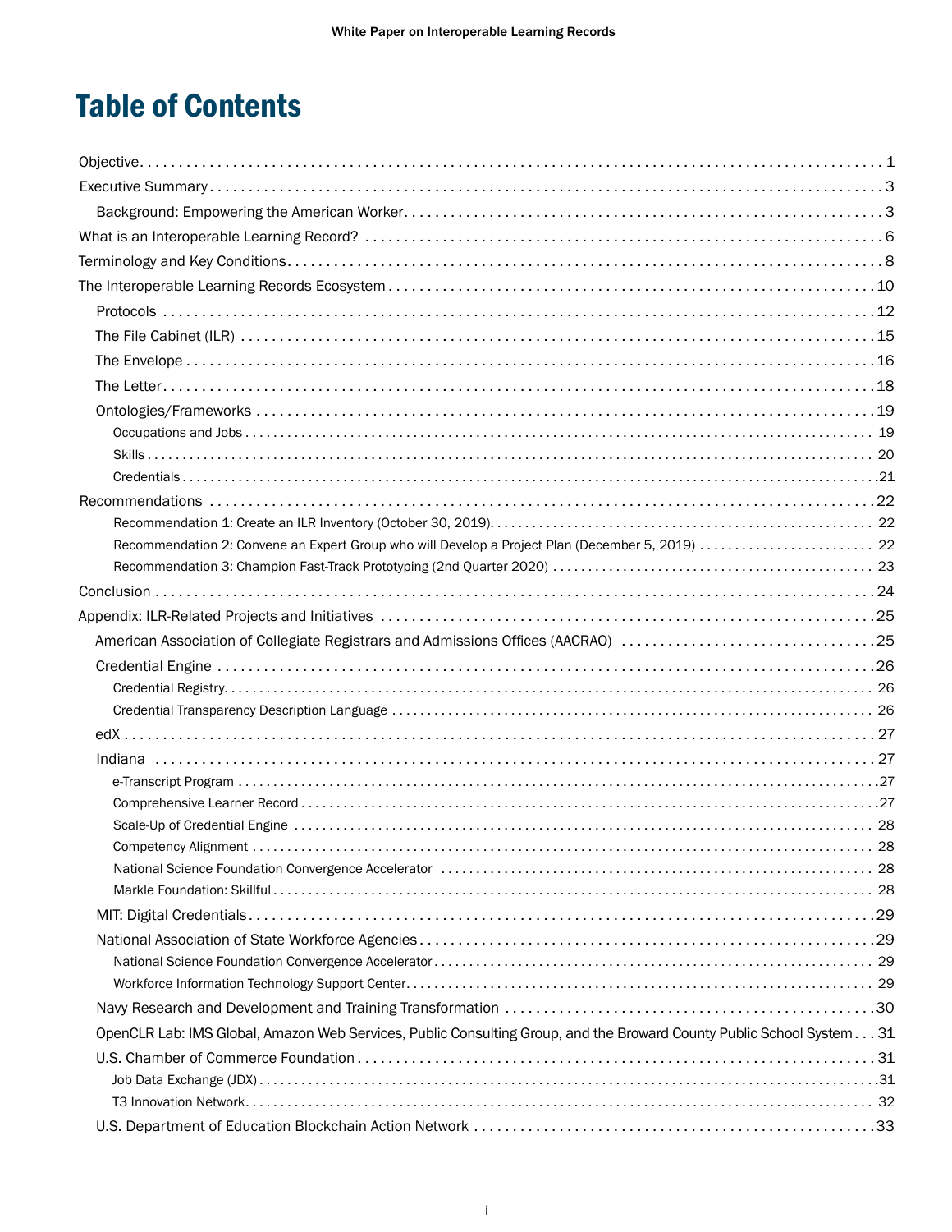# Table of Contents

- Objective . . . 1
- Executive Summary . . . 3
  - Background: Empowering the American Worker . . . 3
- What is an Interoperable Learning Record? . . . 6
- Terminology and Key Conditions . . . 8
- The Interoperable Learning Records Ecosystem . . . 10
  - Protocols . . . 12
  - The File Cabinet (ILR) . . . 15
  - The Envelope . . . 16
  - The Letter . . . 18
  - Ontologies/Frameworks . . . 19
    - Occupations and Jobs . . . 19
    - Skills . . . 20
    - Credentials . . . 21
- Recommendations . . . 22
  - Recommendation 1: Create an ILR Inventory (October 30, 2019) . . . 22
  - Recommendation 2: Convene an Expert Group who will Develop a Project Plan (December 5, 2019) . . . 22
  - Recommendation 3: Champion Fast-Track Prototyping (2nd Quarter 2020) . . . 23
- Conclusion . . . 24
- Appendix: ILR-Related Projects and Initiatives . . . 25
  - American Association of Collegiate Registrars and Admissions Offices (AACRAO) . . . 25
  - Credential Engine . . . 26
    - Credential Registry . . . 26
    - Credential Transparency Description Language . . . 26
  - edX . . . 27
  - Indiana . . . 27
    - e-Transcript Program . . . 27
    - Comprehensive Learner Record . . . 27
    - Scale-Up of Credential Engine . . . 28
    - Competency Alignment . . . 28
    - National Science Foundation Convergence Accelerator . . . 28
    - Markle Foundation: Skillful . . . 28
  - MIT: Digital Credentials . . . 29
  - National Association of State Workforce Agencies . . . 29
    - National Science Foundation Convergence Accelerator . . . 29
    - Workforce Information Technology Support Center . . . 29
  - Navy Research and Development and Training Transformation . . . 30
  - OpenCLR Lab: IMS Global, Amazon Web Services, Public Consulting Group, and the Broward County Public School System . . . 31
  - U.S. Chamber of Commerce Foundation . . . 31
    - Job Data Exchange (JDX) . . . 31
    - T3 Innovation Network . . . 32
  - U.S. Department of Education Blockchain Action Network . . . 33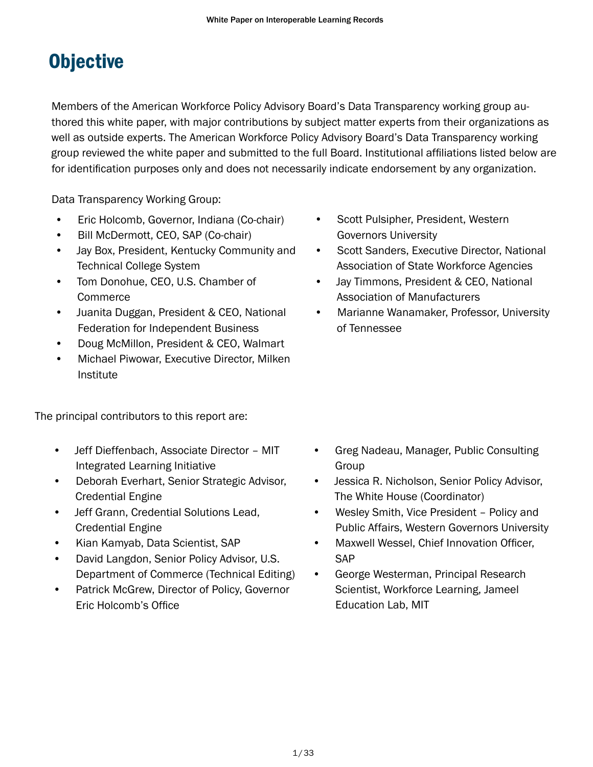# Objective

Members of the American Workforce Policy Advisory Board's Data Transparency working group authored this white paper, with major contributions by subject matter experts from their organizations as well as outside experts. The American Workforce Policy Advisory Board's Data Transparency working group reviewed the white paper and submitted to the full Board. Institutional affiliations listed below are for identification purposes only and does not necessarily indicate endorsement by any organization.

Data Transparency Working Group:

- Eric Holcomb, Governor, Indiana (Co-chair)
- Bill McDermott, CEO, SAP (Co-chair)
- Jay Box, President, Kentucky Community and Technical College System
- Tom Donohue, CEO, U.S. Chamber of Commerce
- Juanita Duggan, President & CEO, National Federation for Independent Business
- Doug McMillon, President & CEO, Walmart
- Michael Piwowar, Executive Director, Milken Institute
- Scott Pulsipher, President, Western Governors University
- Scott Sanders, Executive Director, National Association of State Workforce Agencies
- Jay Timmons, President & CEO, National Association of Manufacturers
- Marianne Wanamaker, Professor, University of Tennessee

The principal contributors to this report are:

- Jeff Dieffenbach, Associate Director – MIT Integrated Learning Initiative
- Deborah Everhart, Senior Strategic Advisor, Credential Engine
- Jeff Grann, Credential Solutions Lead, Credential Engine
- Kian Kamyab, Data Scientist, SAP
- David Langdon, Senior Policy Advisor, U.S. Department of Commerce (Technical Editing)
- Patrick McGrew, Director of Policy, Governor Eric Holcomb's Office
- Greg Nadeau, Manager, Public Consulting Group
- Jessica R. Nicholson, Senior Policy Advisor, The White House (Coordinator)
- Wesley Smith, Vice President – Policy and Public Affairs, Western Governors University
- Maxwell Wessel, Chief Innovation Officer, SAP
- George Westerman, Principal Research Scientist, Workforce Learning, Jameel Education Lab, MIT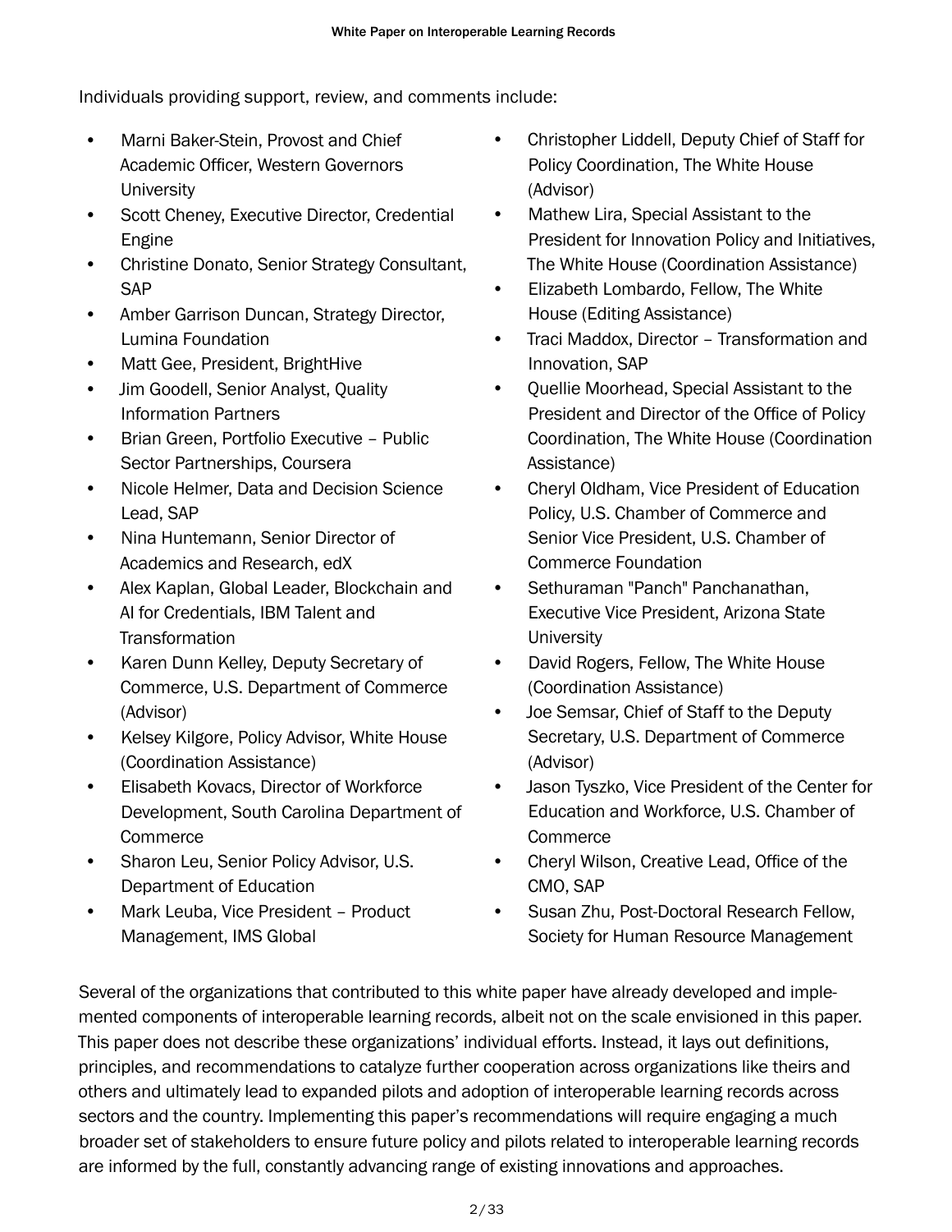Individuals providing support, review, and comments include:

- Marni Baker-Stein, Provost and Chief Academic Officer, Western Governors University
- Scott Cheney, Executive Director, Credential Engine
- Christine Donato, Senior Strategy Consultant, SAP
- Amber Garrison Duncan, Strategy Director, Lumina Foundation
- Matt Gee, President, BrightHive
- Jim Goodell, Senior Analyst, Quality Information Partners
- Brian Green, Portfolio Executive – Public Sector Partnerships, Coursera
- Nicole Helmer, Data and Decision Science Lead, SAP
- Nina Huntemann, Senior Director of Academics and Research, edX
- Alex Kaplan, Global Leader, Blockchain and AI for Credentials, IBM Talent and Transformation
- Karen Dunn Kelley, Deputy Secretary of Commerce, U.S. Department of Commerce (Advisor)
- Kelsey Kilgore, Policy Advisor, White House (Coordination Assistance)
- Elisabeth Kovacs, Director of Workforce Development, South Carolina Department of Commerce
- Sharon Leu, Senior Policy Advisor, U.S. Department of Education
- Mark Leuba, Vice President – Product Management, IMS Global
- Christopher Liddell, Deputy Chief of Staff for Policy Coordination, The White House (Advisor)
- Mathew Lira, Special Assistant to the President for Innovation Policy and Initiatives, The White House (Coordination Assistance)
- Elizabeth Lombardo, Fellow, The White House (Editing Assistance)
- Traci Maddox, Director – Transformation and Innovation, SAP
- Quellie Moorhead, Special Assistant to the President and Director of the Office of Policy Coordination, The White House (Coordination Assistance)
- Cheryl Oldham, Vice President of Education Policy, U.S. Chamber of Commerce and Senior Vice President, U.S. Chamber of Commerce Foundation
- Sethuraman "Panch" Panchanathan, Executive Vice President, Arizona State University
- David Rogers, Fellow, The White House (Coordination Assistance)
- Joe Semsar, Chief of Staff to the Deputy Secretary, U.S. Department of Commerce (Advisor)
- Jason Tyszko, Vice President of the Center for Education and Workforce, U.S. Chamber of Commerce
- Cheryl Wilson, Creative Lead, Office of the CMO, SAP
- Susan Zhu, Post-Doctoral Research Fellow, Society for Human Resource Management

Several of the organizations that contributed to this white paper have already developed and implemented components of interoperable learning records, albeit not on the scale envisioned in this paper. This paper does not describe these organizations' individual efforts. Instead, it lays out definitions, principles, and recommendations to catalyze further cooperation across organizations like theirs and others and ultimately lead to expanded pilots and adoption of interoperable learning records across sectors and the country. Implementing this paper's recommendations will require engaging a much broader set of stakeholders to ensure future policy and pilots related to interoperable learning records are informed by the full, constantly advancing range of existing innovations and approaches.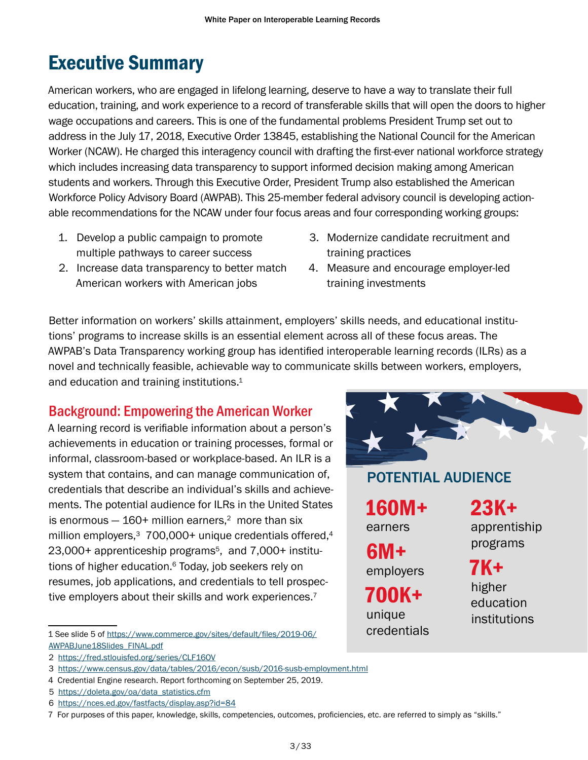# Executive Summary

American workers, who are engaged in lifelong learning, deserve to have a way to translate their full education, training, and work experience to a record of transferable skills that will open the doors to higher wage occupations and careers. This is one of the fundamental problems President Trump set out to address in the July 17, 2018, Executive Order 13845, establishing the National Council for the American Worker (NCAW). He charged this interagency council with drafting the first-ever national workforce strategy which includes increasing data transparency to support informed decision making among American students and workers. Through this Executive Order, President Trump also established the American Workforce Policy Advisory Board (AWPAB). This 25-member federal advisory council is developing actionable recommendations for the NCAW under four focus areas and four corresponding working groups:

1. Develop a public campaign to promote multiple pathways to career success
2. Increase data transparency to better match American workers with American jobs
3. Modernize candidate recruitment and training practices
4. Measure and encourage employer-led training investments

Better information on workers' skills attainment, employers' skills needs, and educational institutions' programs to increase skills is an essential element across all of these focus areas. The AWPAB's Data Transparency working group has identified interoperable learning records (ILRs) as a novel and technically feasible, achievable way to communicate skills between workers, employers, and education and training institutions.[1]

## Background: Empowering the American Worker

A learning record is verifiable information about a person's achievements in education or training processes, formal or informal, classroom-based or workplace-based. An ILR is a system that contains, and can manage communication of, credentials that describe an individual's skills and achievements. The potential audience for ILRs in the United States is enormous — 160+ million earners,[2] more than six million employers,[3] 700,000+ unique credentials offered,[4] 23,000+ apprenticeship programs[5], and 7,000+ institutions of higher education.[6] Today, job seekers rely on resumes, job applications, and credentials to tell prospective employers about their skills and work experiences.[7]

**POTENTIAL AUDIENCE**

**160M+** earners

**6M+** employers

**700K+** unique credentials

**23K+** apprentiship programs

**7K+** higher education institutions

---

1 See slide 5 of https://www.commerce.gov/sites/default/files/2019-06/AWPABJune18Slides_FINAL.pdf

2 https://fred.stlouisfed.org/series/CLF16OV

3 https://www.census.gov/data/tables/2016/econ/susb/2016-susb-employment.html

4 Credential Engine research. Report forthcoming on September 25, 2019.

5 https://doleta.gov/oa/data_statistics.cfm

6 https://nces.ed.gov/fastfacts/display.asp?id=84

7 For purposes of this paper, knowledge, skills, competencies, outcomes, proficiencies, etc. are referred to simply as "skills."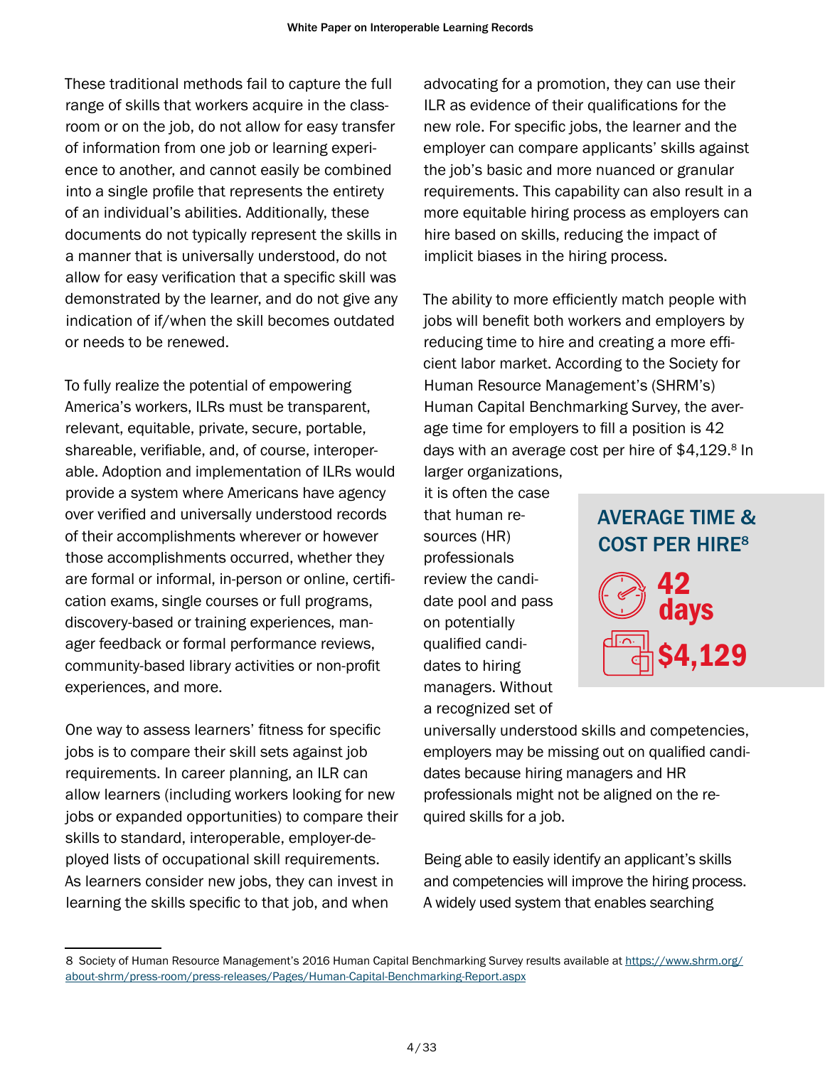These traditional methods fail to capture the full range of skills that workers acquire in the classroom or on the job, do not allow for easy transfer of information from one job or learning experience to another, and cannot easily be combined into a single profile that represents the entirety of an individual's abilities. Additionally, these documents do not typically represent the skills in a manner that is universally understood, do not allow for easy verification that a specific skill was demonstrated by the learner, and do not give any indication of if/when the skill becomes outdated or needs to be renewed.

To fully realize the potential of empowering America's workers, ILRs must be transparent, relevant, equitable, private, secure, portable, shareable, verifiable, and, of course, interoperable. Adoption and implementation of ILRs would provide a system where Americans have agency over verified and universally understood records of their accomplishments wherever or however those accomplishments occurred, whether they are formal or informal, in-person or online, certification exams, single courses or full programs, discovery-based or training experiences, manager feedback or formal performance reviews, community-based library activities or non-profit experiences, and more.

One way to assess learners' fitness for specific jobs is to compare their skill sets against job requirements. In career planning, an ILR can allow learners (including workers looking for new jobs or expanded opportunities) to compare their skills to standard, interoperable, employer-deployed lists of occupational skill requirements. As learners consider new jobs, they can invest in learning the skills specific to that job, and when advocating for a promotion, they can use their ILR as evidence of their qualifications for the new role. For specific jobs, the learner and the employer can compare applicants' skills against the job's basic and more nuanced or granular requirements. This capability can also result in a more equitable hiring process as employers can hire based on skills, reducing the impact of implicit biases in the hiring process.

The ability to more efficiently match people with jobs will benefit both workers and employers by reducing time to hire and creating a more efficient labor market. According to the Society for Human Resource Management's (SHRM's) Human Capital Benchmarking Survey, the average time for employers to fill a position is 42 days with an average cost per hire of $4,129.[8] In larger organizations, it is often the case that human resources (HR) professionals review the candidate pool and pass on potentially qualified candidates to hiring managers. Without a recognized set of universally understood skills and competencies, employers may be missing out on qualified candidates because hiring managers and HR professionals might not be aligned on the required skills for a job.

**AVERAGE TIME & COST PER HIRE[8]**

**42 days**

**$4,129**

Being able to easily identify an applicant's skills and competencies will improve the hiring process. A widely used system that enables searching

8 Society of Human Resource Management's 2016 Human Capital Benchmarking Survey results available at https://www.shrm.org/about-shrm/press-room/press-releases/Pages/Human-Capital-Benchmarking-Report.aspx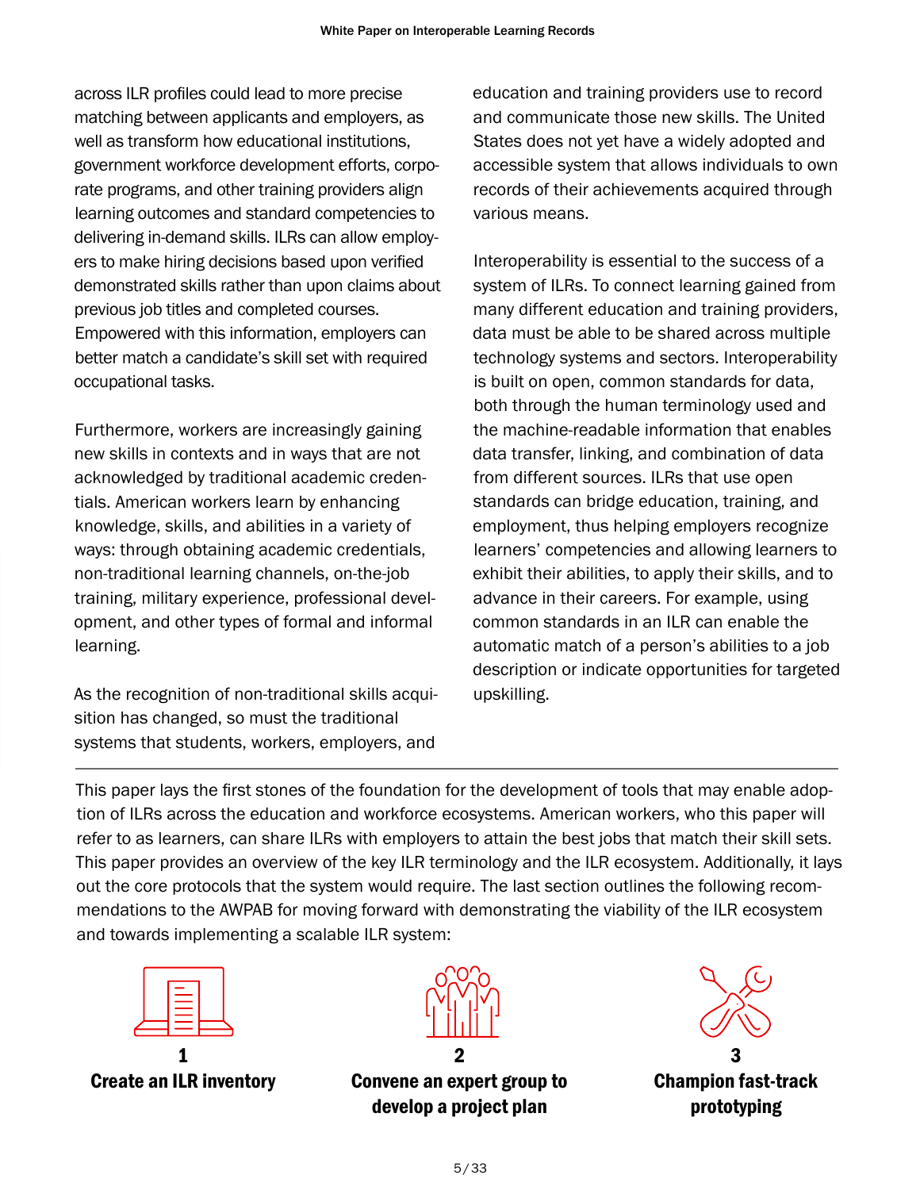across ILR profiles could lead to more precise matching between applicants and employers, as well as transform how educational institutions, government workforce development efforts, corporate programs, and other training providers align learning outcomes and standard competencies to delivering in-demand skills. ILRs can allow employers to make hiring decisions based upon verified demonstrated skills rather than upon claims about previous job titles and completed courses. Empowered with this information, employers can better match a candidate's skill set with required occupational tasks.

Furthermore, workers are increasingly gaining new skills in contexts and in ways that are not acknowledged by traditional academic credentials. American workers learn by enhancing knowledge, skills, and abilities in a variety of ways: through obtaining academic credentials, non-traditional learning channels, on-the-job training, military experience, professional development, and other types of formal and informal learning.

As the recognition of non-traditional skills acquisition has changed, so must the traditional systems that students, workers, employers, and education and training providers use to record and communicate those new skills. The United States does not yet have a widely adopted and accessible system that allows individuals to own records of their achievements acquired through various means.

Interoperability is essential to the success of a system of ILRs. To connect learning gained from many different education and training providers, data must be able to be shared across multiple technology systems and sectors. Interoperability is built on open, common standards for data, both through the human terminology used and the machine-readable information that enables data transfer, linking, and combination of data from different sources. ILRs that use open standards can bridge education, training, and employment, thus helping employers recognize learners' competencies and allowing learners to exhibit their abilities, to apply their skills, and to advance in their careers. For example, using common standards in an ILR can enable the automatic match of a person's abilities to a job description or indicate opportunities for targeted upskilling.

---

This paper lays the first stones of the foundation for the development of tools that may enable adoption of ILRs across the education and workforce ecosystems. American workers, who this paper will refer to as learners, can share ILRs with employers to attain the best jobs that match their skill sets. This paper provides an overview of the key ILR terminology and the ILR ecosystem. Additionally, it lays out the core protocols that the system would require. The last section outlines the following recommendations to the AWPAB for moving forward with demonstrating the viability of the ILR ecosystem and towards implementing a scalable ILR system:

**1**
**Create an ILR inventory**

**2**
**Convene an expert group to develop a project plan**

**3**
**Champion fast-track prototyping**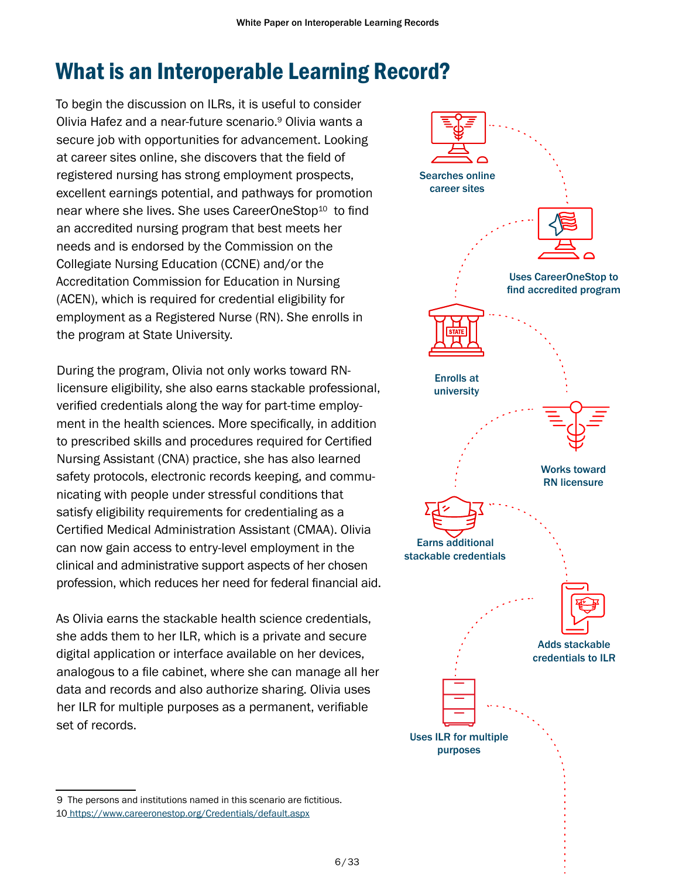# What is an Interoperable Learning Record?

To begin the discussion on ILRs, it is useful to consider Olivia Hafez and a near-future scenario.[9] Olivia wants a secure job with opportunities for advancement. Looking at career sites online, she discovers that the field of registered nursing has strong employment prospects, excellent earnings potential, and pathways for promotion near where she lives. She uses CareerOneStop[10] to find an accredited nursing program that best meets her needs and is endorsed by the Commission on the Collegiate Nursing Education (CCNE) and/or the Accreditation Commission for Education in Nursing (ACEN), which is required for credential eligibility for employment as a Registered Nurse (RN). She enrolls in the program at State University.

During the program, Olivia not only works toward RN-licensure eligibility, she also earns stackable professional, verified credentials along the way for part-time employment in the health sciences. More specifically, in addition to prescribed skills and procedures required for Certified Nursing Assistant (CNA) practice, she has also learned safety protocols, electronic records keeping, and communicating with people under stressful conditions that satisfy eligibility requirements for credentialing as a Certified Medical Administration Assistant (CMAA). Olivia can now gain access to entry-level employment in the clinical and administrative support aspects of her chosen profession, which reduces her need for federal financial aid.

As Olivia earns the stackable health science credentials, she adds them to her ILR, which is a private and secure digital application or interface available on her devices, analogous to a file cabinet, where she can manage all her data and records and also authorize sharing. Olivia uses her ILR for multiple purposes as a permanent, verifiable set of records.

Searches online career sites

Uses CareerOneStop to find accredited program

Enrolls at university

Works toward RN licensure

Earns additional stackable credentials

Adds stackable credentials to ILR

Uses ILR for multiple purposes

---

9 The persons and institutions named in this scenario are fictitious.

10 https://www.careeronestop.org/Credentials/default.aspx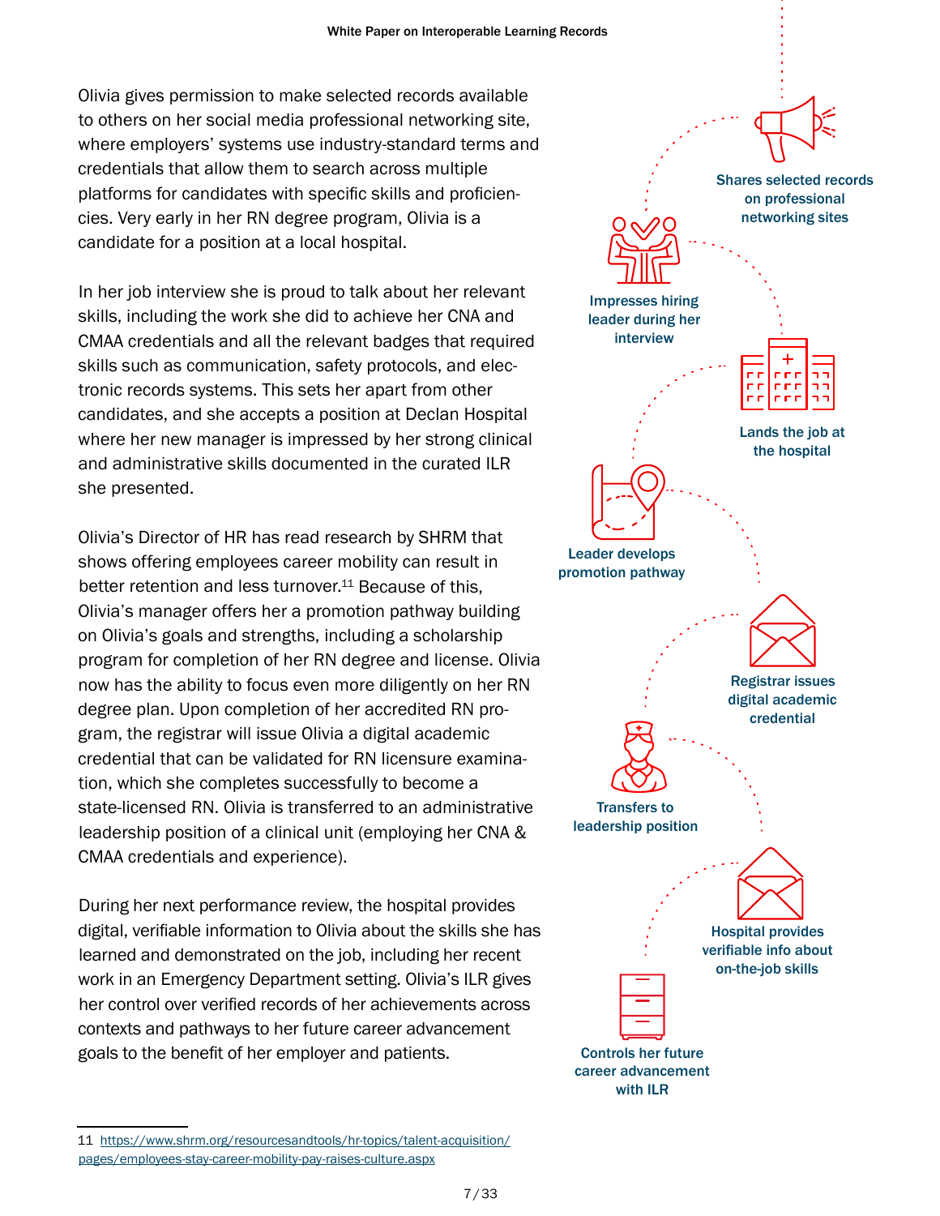Olivia gives permission to make selected records available to others on her social media professional networking site, where employers' systems use industry-standard terms and credentials that allow them to search across multiple platforms for candidates with specific skills and proficiencies. Very early in her RN degree program, Olivia is a candidate for a position at a local hospital.

In her job interview she is proud to talk about her relevant skills, including the work she did to achieve her CNA and CMAA credentials and all the relevant badges that required skills such as communication, safety protocols, and electronic records systems. This sets her apart from other candidates, and she accepts a position at Declan Hospital where her new manager is impressed by her strong clinical and administrative skills documented in the curated ILR she presented.

Olivia's Director of HR has read research by SHRM that shows offering employees career mobility can result in better retention and less turnover.[11] Because of this, Olivia's manager offers her a promotion pathway building on Olivia's goals and strengths, including a scholarship program for completion of her RN degree and license. Olivia now has the ability to focus even more diligently on her RN degree plan. Upon completion of her accredited RN program, the registrar will issue Olivia a digital academic credential that can be validated for RN licensure examination, which she completes successfully to become a state-licensed RN. Olivia is transferred to an administrative leadership position of a clinical unit (employing her CNA & CMAA credentials and experience).

During her next performance review, the hospital provides digital, verifiable information to Olivia about the skills she has learned and demonstrated on the job, including her recent work in an Emergency Department setting. Olivia's ILR gives her control over verified records of her achievements across contexts and pathways to her future career advancement goals to the benefit of her employer and patients.

Shares selected records on professional networking sites

Impresses hiring leader during her interview

Lands the job at the hospital

Leader develops promotion pathway

Registrar issues digital academic credential

Transfers to leadership position

Hospital provides verifiable info about on-the-job skills

Controls her future career advancement with ILR

11 https://www.shrm.org/resourcesandtools/hr-topics/talent-acquisition/pages/employees-stay-career-mobility-pay-raises-culture.aspx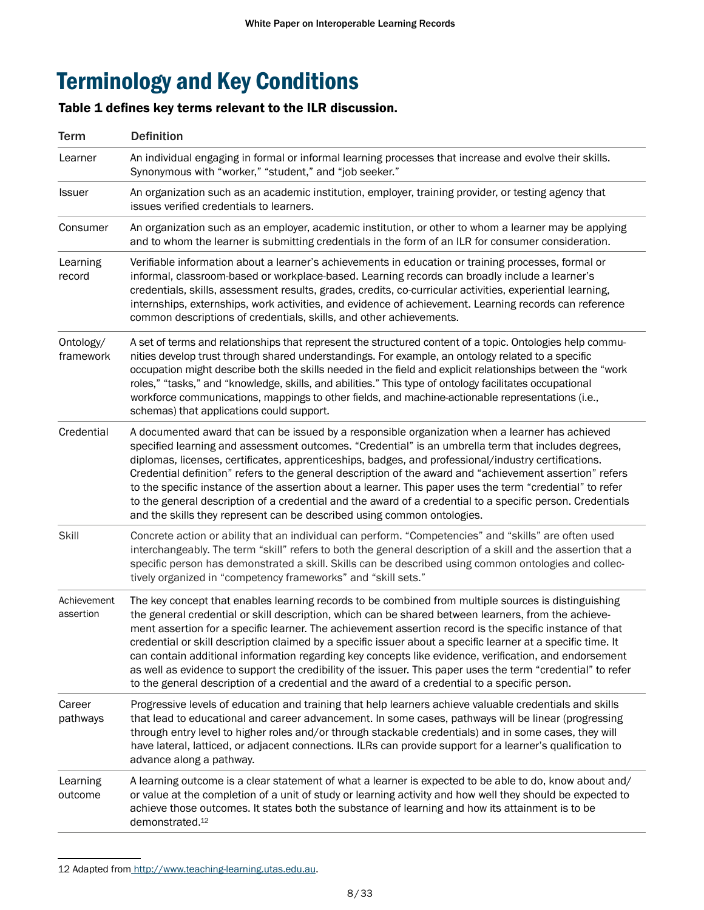# Terminology and Key Conditions

**Table 1 defines key terms relevant to the ILR discussion.**

| Term | Definition |
|---|---|
| Learner | An individual engaging in formal or informal learning processes that increase and evolve their skills. Synonymous with "worker," "student," and "job seeker." |
| Issuer | An organization such as an academic institution, employer, training provider, or testing agency that issues verified credentials to learners. |
| Consumer | An organization such as an employer, academic institution, or other to whom a learner may be applying and to whom the learner is submitting credentials in the form of an ILR for consumer consideration. |
| Learning record | Verifiable information about a learner's achievements in education or training processes, formal or informal, classroom-based or workplace-based. Learning records can broadly include a learner's credentials, skills, assessment results, grades, credits, co-curricular activities, experiential learning, internships, externships, work activities, and evidence of achievement. Learning records can reference common descriptions of credentials, skills, and other achievements. |
| Ontology/ framework | A set of terms and relationships that represent the structured content of a topic. Ontologies help communities develop trust through shared understandings. For example, an ontology related to a specific occupation might describe both the skills needed in the field and explicit relationships between the "work roles," "tasks," and "knowledge, skills, and abilities." This type of ontology facilitates occupational workforce communications, mappings to other fields, and machine-actionable representations (i.e., schemas) that applications could support. |
| Credential | A documented award that can be issued by a responsible organization when a learner has achieved specified learning and assessment outcomes. "Credential" is an umbrella term that includes degrees, diplomas, licenses, certificates, apprenticeships, badges, and professional/industry certifications. Credential definition" refers to the general description of the award and "achievement assertion" refers to the specific instance of the assertion about a learner. This paper uses the term "credential" to refer to the general description of a credential and the award of a credential to a specific person. Credentials and the skills they represent can be described using common ontologies. |
| Skill | Concrete action or ability that an individual can perform. "Competencies" and "skills" are often used interchangeably. The term "skill" refers to both the general description of a skill and the assertion that a specific person has demonstrated a skill. Skills can be described using common ontologies and collectively organized in "competency frameworks" and "skill sets." |
| Achievement assertion | The key concept that enables learning records to be combined from multiple sources is distinguishing the general credential or skill description, which can be shared between learners, from the achievement assertion for a specific learner. The achievement assertion record is the specific instance of that credential or skill description claimed by a specific issuer about a specific learner at a specific time. It can contain additional information regarding key concepts like evidence, verification, and endorsement as well as evidence to support the credibility of the issuer. This paper uses the term "credential" to refer to the general description of a credential and the award of a credential to a specific person. |
| Career pathways | Progressive levels of education and training that help learners achieve valuable credentials and skills that lead to educational and career advancement. In some cases, pathways will be linear (progressing through entry level to higher roles and/or through stackable credentials) and in some cases, they will have lateral, latticed, or adjacent connections. ILRs can provide support for a learner's qualification to advance along a pathway. |
| Learning outcome | A learning outcome is a clear statement of what a learner is expected to be able to do, know about and/or value at the completion of a unit of study or learning activity and how well they should be expected to achieve those outcomes. It states both the substance of learning and how its attainment is to be demonstrated.[12] |

12 Adapted from http://www.teaching-learning.utas.edu.au.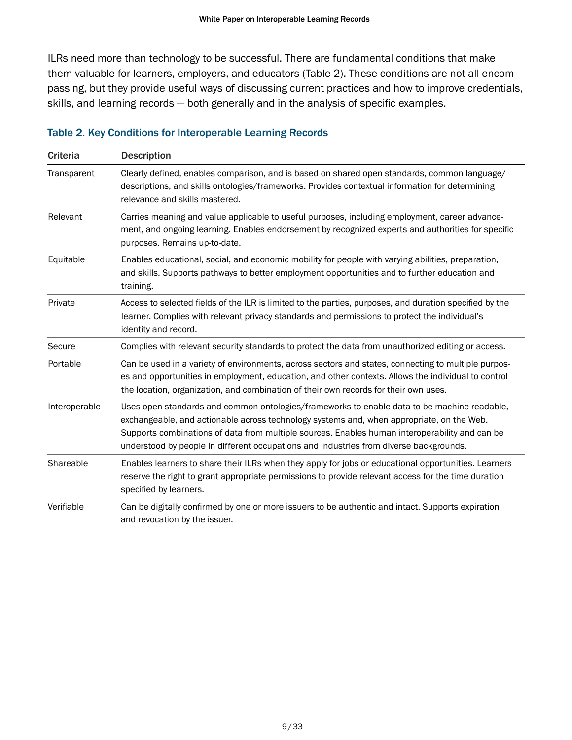ILRs need more than technology to be successful. There are fundamental conditions that make them valuable for learners, employers, and educators (Table 2). These conditions are not all-encompassing, but they provide useful ways of discussing current practices and how to improve credentials, skills, and learning records — both generally and in the analysis of specific examples.

### Table 2. Key Conditions for Interoperable Learning Records

| Criteria | Description |
|---|---|
| Transparent | Clearly defined, enables comparison, and is based on shared open standards, common language/descriptions, and skills ontologies/frameworks. Provides contextual information for determining relevance and skills mastered. |
| Relevant | Carries meaning and value applicable to useful purposes, including employment, career advancement, and ongoing learning. Enables endorsement by recognized experts and authorities for specific purposes. Remains up-to-date. |
| Equitable | Enables educational, social, and economic mobility for people with varying abilities, preparation, and skills. Supports pathways to better employment opportunities and to further education and training. |
| Private | Access to selected fields of the ILR is limited to the parties, purposes, and duration specified by the learner. Complies with relevant privacy standards and permissions to protect the individual's identity and record. |
| Secure | Complies with relevant security standards to protect the data from unauthorized editing or access. |
| Portable | Can be used in a variety of environments, across sectors and states, connecting to multiple purposes and opportunities in employment, education, and other contexts. Allows the individual to control the location, organization, and combination of their own records for their own uses. |
| Interoperable | Uses open standards and common ontologies/frameworks to enable data to be machine readable, exchangeable, and actionable across technology systems and, when appropriate, on the Web. Supports combinations of data from multiple sources. Enables human interoperability and can be understood by people in different occupations and industries from diverse backgrounds. |
| Shareable | Enables learners to share their ILRs when they apply for jobs or educational opportunities. Learners reserve the right to grant appropriate permissions to provide relevant access for the time duration specified by learners. |
| Verifiable | Can be digitally confirmed by one or more issuers to be authentic and intact. Supports expiration and revocation by the issuer. |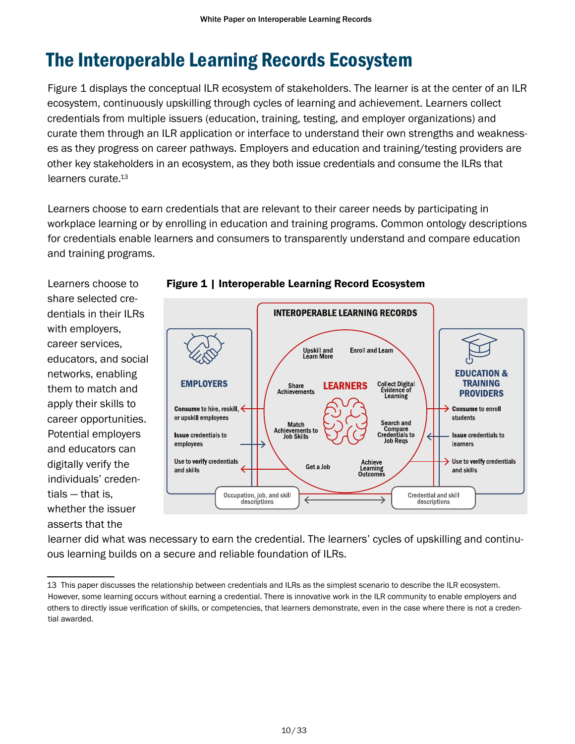# The Interoperable Learning Records Ecosystem

Figure 1 displays the conceptual ILR ecosystem of stakeholders. The learner is at the center of an ILR ecosystem, continuously upskilling through cycles of learning and achievement. Learners collect credentials from multiple issuers (education, training, testing, and employer organizations) and curate them through an ILR application or interface to understand their own strengths and weaknesses as they progress on career pathways. Employers and education and training/testing providers are other key stakeholders in an ecosystem, as they both issue credentials and consume the ILRs that learners curate.[13]

Learners choose to earn credentials that are relevant to their career needs by participating in workplace learning or by enrolling in education and training programs. Common ontology descriptions for credentials enable learners and consumers to transparently understand and compare education and training programs.

**Figure 1 | Interoperable Learning Record Ecosystem**

Learners choose to share selected credentials in their ILRs with employers, career services, educators, and social networks, enabling them to match and apply their skills to career opportunities. Potential employers and educators can digitally verify the individuals' credentials — that is, whether the issuer asserts that the learner did what was necessary to earn the credential. The learners' cycles of upskilling and continuous learning builds on a secure and reliable foundation of ILRs.

13 This paper discusses the relationship between credentials and ILRs as the simplest scenario to describe the ILR ecosystem. However, some learning occurs without earning a credential. There is innovative work in the ILR community to enable employers and others to directly issue verification of skills, or competencies, that learners demonstrate, even in the case where there is not a credential awarded.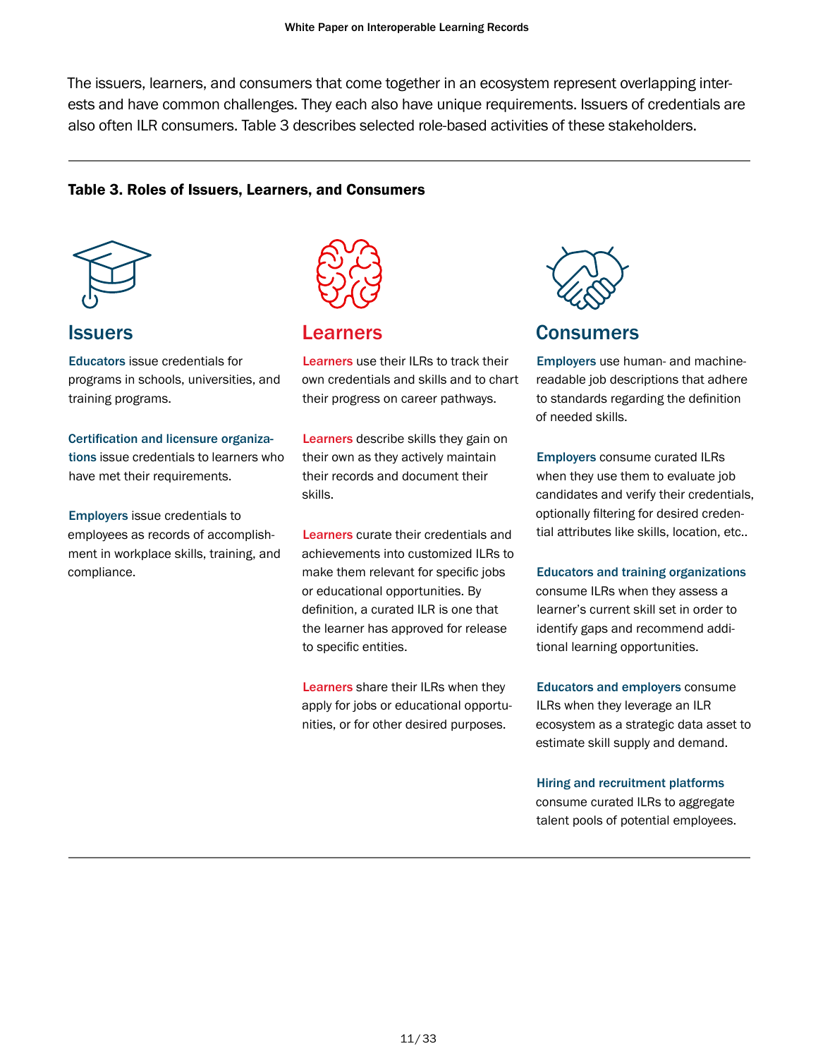The issuers, learners, and consumers that come together in an ecosystem represent overlapping interests and have common challenges. They each also have unique requirements. Issuers of credentials are also often ILR consumers. Table 3 describes selected role-based activities of these stakeholders.

**Table 3. Roles of Issuers, Learners, and Consumers**

### Issuers

**Educators** issue credentials for programs in schools, universities, and training programs.

**Certification and licensure organizations** issue credentials to learners who have met their requirements.

**Employers** issue credentials to employees as records of accomplishment in workplace skills, training, and compliance.

### Learners

**Learners** use their ILRs to track their own credentials and skills and to chart their progress on career pathways.

**Learners** describe skills they gain on their own as they actively maintain their records and document their skills.

**Learners** curate their credentials and achievements into customized ILRs to make them relevant for specific jobs or educational opportunities. By definition, a curated ILR is one that the learner has approved for release to specific entities.

**Learners** share their ILRs when they apply for jobs or educational opportunities, or for other desired purposes.

### Consumers

**Employers** use human- and machine-readable job descriptions that adhere to standards regarding the definition of needed skills.

**Employers** consume curated ILRs when they use them to evaluate job candidates and verify their credentials, optionally filtering for desired credential attributes like skills, location, etc..

**Educators and training organizations** consume ILRs when they assess a learner's current skill set in order to identify gaps and recommend additional learning opportunities.

**Educators and employers** consume ILRs when they leverage an ILR ecosystem as a strategic data asset to estimate skill supply and demand.

**Hiring and recruitment platforms** consume curated ILRs to aggregate talent pools of potential employees.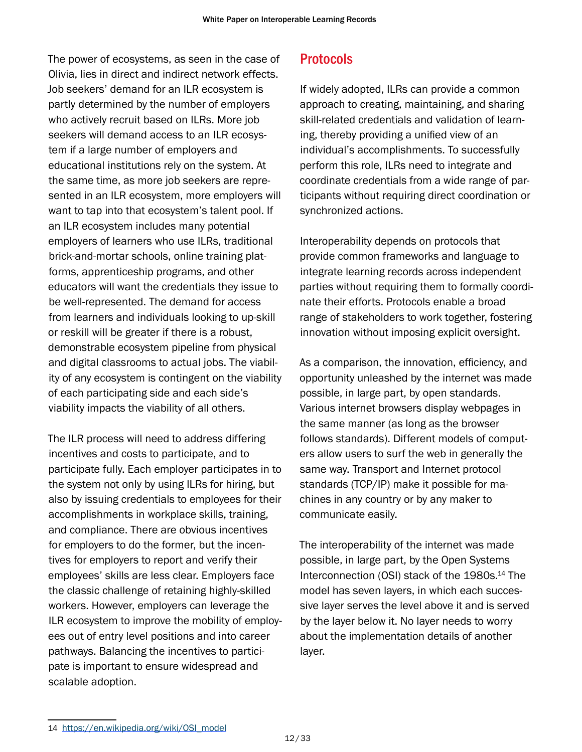The power of ecosystems, as seen in the case of Olivia, lies in direct and indirect network effects. Job seekers' demand for an ILR ecosystem is partly determined by the number of employers who actively recruit based on ILRs. More job seekers will demand access to an ILR ecosystem if a large number of employers and educational institutions rely on the system. At the same time, as more job seekers are represented in an ILR ecosystem, more employers will want to tap into that ecosystem's talent pool. If an ILR ecosystem includes many potential employers of learners who use ILRs, traditional brick-and-mortar schools, online training platforms, apprenticeship programs, and other educators will want the credentials they issue to be well-represented. The demand for access from learners and individuals looking to up-skill or reskill will be greater if there is a robust, demonstrable ecosystem pipeline from physical and digital classrooms to actual jobs. The viability of any ecosystem is contingent on the viability of each participating side and each side's viability impacts the viability of all others.

The ILR process will need to address differing incentives and costs to participate, and to participate fully. Each employer participates in to the system not only by using ILRs for hiring, but also by issuing credentials to employees for their accomplishments in workplace skills, training, and compliance. There are obvious incentives for employers to do the former, but the incentives for employers to report and verify their employees' skills are less clear. Employers face the classic challenge of retaining highly-skilled workers. However, employers can leverage the ILR ecosystem to improve the mobility of employees out of entry level positions and into career pathways. Balancing the incentives to participate is important to ensure widespread and scalable adoption.

## Protocols

If widely adopted, ILRs can provide a common approach to creating, maintaining, and sharing skill-related credentials and validation of learning, thereby providing a unified view of an individual's accomplishments. To successfully perform this role, ILRs need to integrate and coordinate credentials from a wide range of participants without requiring direct coordination or synchronized actions.

Interoperability depends on protocols that provide common frameworks and language to integrate learning records across independent parties without requiring them to formally coordinate their efforts. Protocols enable a broad range of stakeholders to work together, fostering innovation without imposing explicit oversight.

As a comparison, the innovation, efficiency, and opportunity unleashed by the internet was made possible, in large part, by open standards. Various internet browsers display webpages in the same manner (as long as the browser follows standards). Different models of computers allow users to surf the web in generally the same way. Transport and Internet protocol standards (TCP/IP) make it possible for machines in any country or by any maker to communicate easily.

The interoperability of the internet was made possible, in large part, by the Open Systems Interconnection (OSI) stack of the 1980s.[14] The model has seven layers, in which each successive layer serves the level above it and is served by the layer below it. No layer needs to worry about the implementation details of another layer.

14 https://en.wikipedia.org/wiki/OSI_model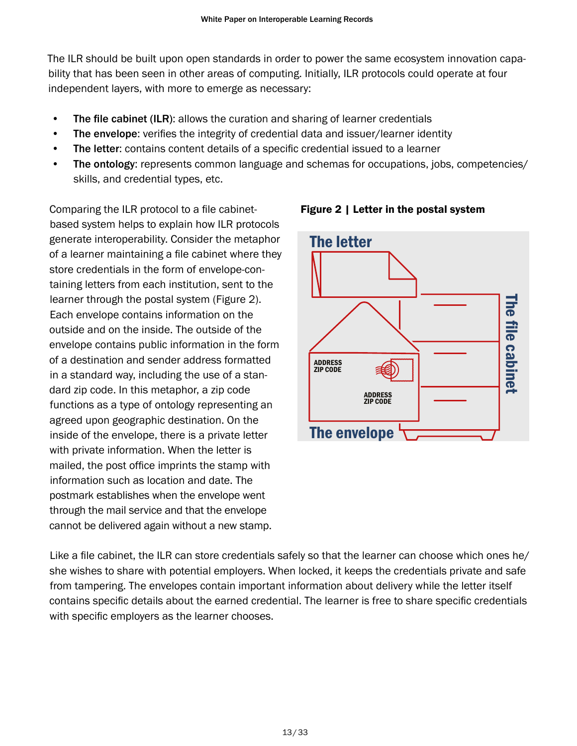The ILR should be built upon open standards in order to power the same ecosystem innovation capability that has been seen in other areas of computing. Initially, ILR protocols could operate at four independent layers, with more to emerge as necessary:

- **The file cabinet** (**ILR**): allows the curation and sharing of learner credentials
- **The envelope**: verifies the integrity of credential data and issuer/learner identity
- **The letter**: contains content details of a specific credential issued to a learner
- **The ontology**: represents common language and schemas for occupations, jobs, competencies/skills, and credential types, etc.

Comparing the ILR protocol to a file cabinet-based system helps to explain how ILR protocols generate interoperability. Consider the metaphor of a learner maintaining a file cabinet where they store credentials in the form of envelope-containing letters from each institution, sent to the learner through the postal system (Figure 2). Each envelope contains information on the outside and on the inside. The outside of the envelope contains public information in the form of a destination and sender address formatted in a standard way, including the use of a standard zip code. In this metaphor, a zip code functions as a type of ontology representing an agreed upon geographic destination. On the inside of the envelope, there is a private letter with private information. When the letter is mailed, the post office imprints the stamp with information such as location and date. The postmark establishes when the envelope went through the mail service and that the envelope cannot be delivered again without a new stamp.

**Figure 2 | Letter in the postal system**

Like a file cabinet, the ILR can store credentials safely so that the learner can choose which ones he/she wishes to share with potential employers. When locked, it keeps the credentials private and safe from tampering. The envelopes contain important information about delivery while the letter itself contains specific details about the earned credential. The learner is free to share specific credentials with specific employers as the learner chooses.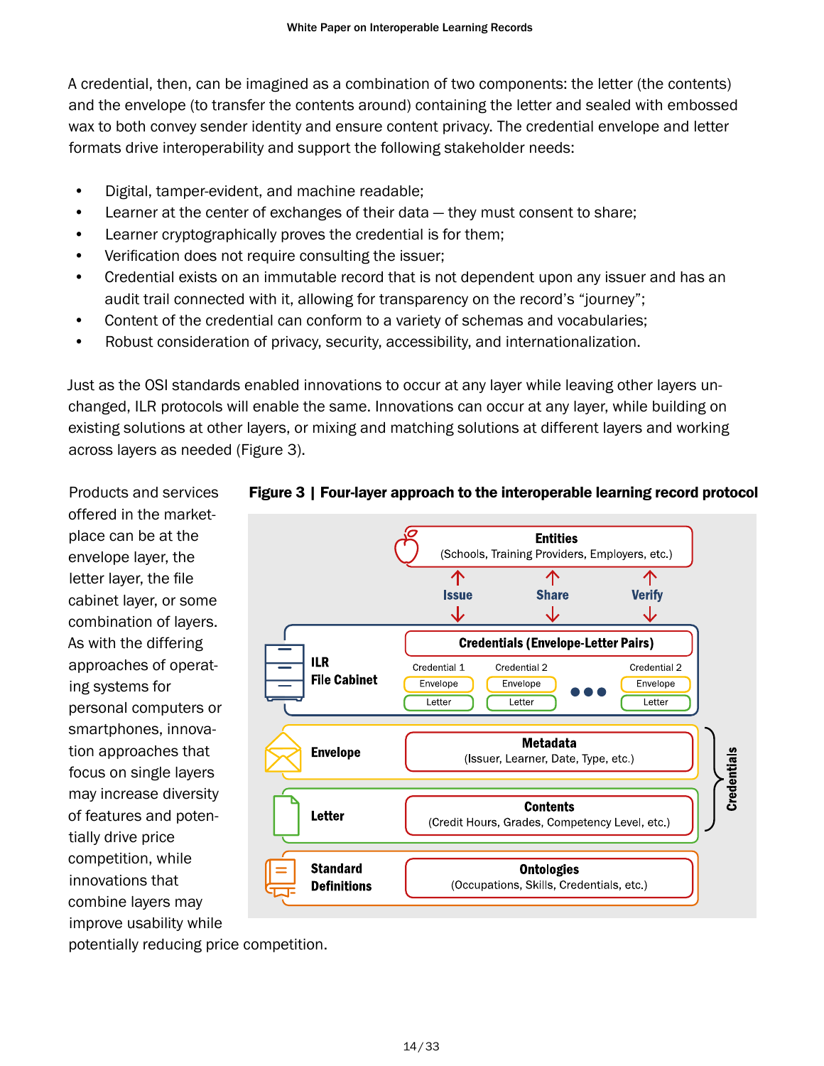A credential, then, can be imagined as a combination of two components: the letter (the contents) and the envelope (to transfer the contents around) containing the letter and sealed with embossed wax to both convey sender identity and ensure content privacy. The credential envelope and letter formats drive interoperability and support the following stakeholder needs:

- Digital, tamper-evident, and machine readable;
- Learner at the center of exchanges of their data — they must consent to share;
- Learner cryptographically proves the credential is for them;
- Verification does not require consulting the issuer;
- Credential exists on an immutable record that is not dependent upon any issuer and has an audit trail connected with it, allowing for transparency on the record's "journey";
- Content of the credential can conform to a variety of schemas and vocabularies;
- Robust consideration of privacy, security, accessibility, and internationalization.

Just as the OSI standards enabled innovations to occur at any layer while leaving other layers unchanged, ILR protocols will enable the same. Innovations can occur at any layer, while building on existing solutions at other layers, or mixing and matching solutions at different layers and working across layers as needed (Figure 3).

Products and services offered in the marketplace can be at the envelope layer, the letter layer, the file cabinet layer, or some combination of layers. As with the differing approaches of operating systems for personal computers or smartphones, innovation approaches that focus on single layers may increase diversity of features and potentially drive price competition, while innovations that combine layers may improve usability while potentially reducing price competition.

**Figure 3 | Four-layer approach to the interoperable learning record protocol**

**Entities** (Schools, Training Providers, Employers, etc.)

**Issue** — **Share** — **Verify**

**ILR File Cabinet** — **Credentials (Envelope-Letter Pairs)**: Credential 1 (Envelope, Letter); Credential 2 (Envelope, Letter); ... Credential 2 (Envelope, Letter)

**Envelope** — **Metadata** (Issuer, Learner, Date, Type, etc.)

**Letter** — **Contents** (Credit Hours, Grades, Competency Level, etc.)

(Envelope + Letter = **Credentials**)

**Standard Definitions** — **Ontologies** (Occupations, Skills, Credentials, etc.)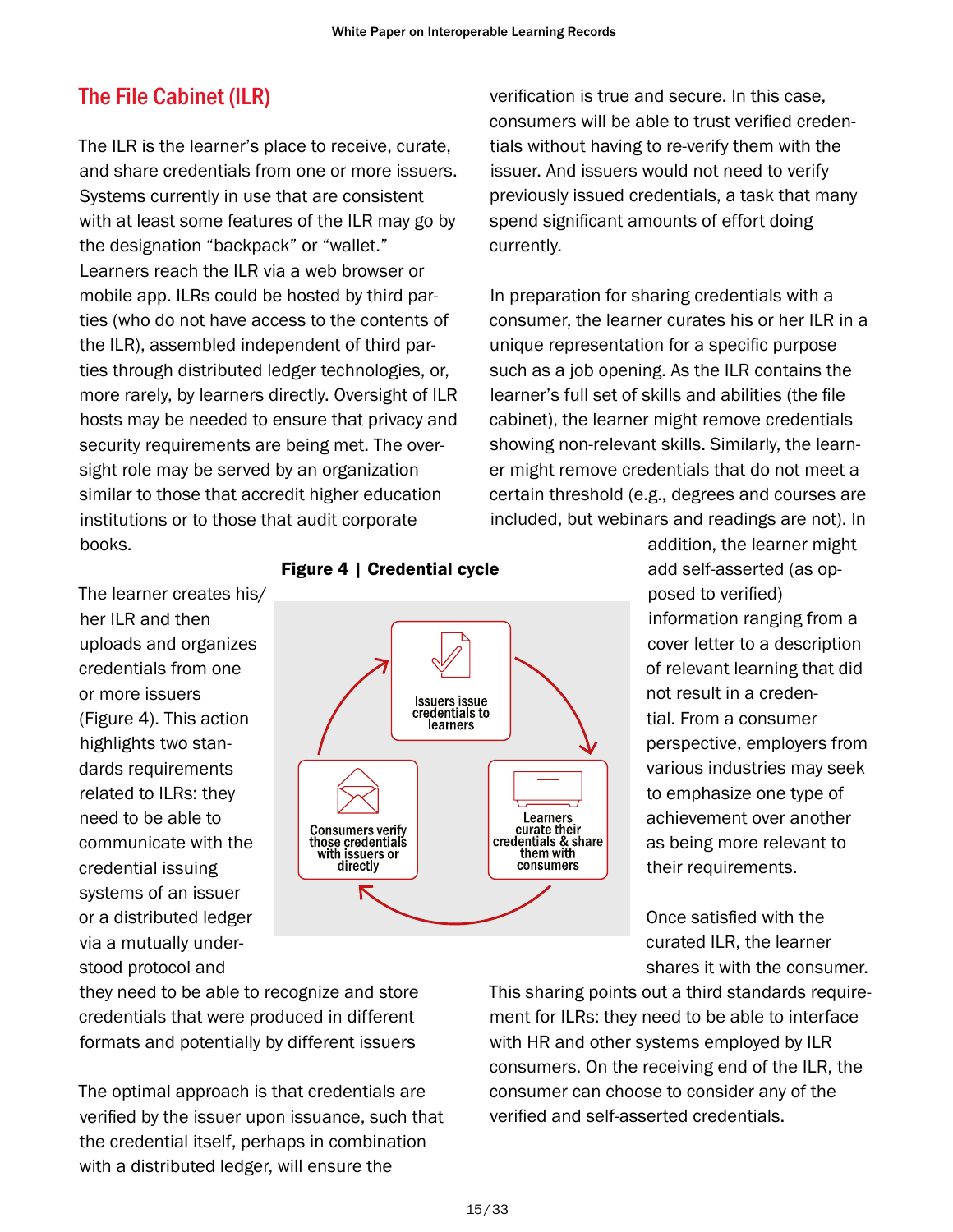## The File Cabinet (ILR)

The ILR is the learner's place to receive, curate, and share credentials from one or more issuers. Systems currently in use that are consistent with at least some features of the ILR may go by the designation "backpack" or "wallet." Learners reach the ILR via a web browser or mobile app. ILRs could be hosted by third parties (who do not have access to the contents of the ILR), assembled independent of third parties through distributed ledger technologies, or, more rarely, by learners directly. Oversight of ILR hosts may be needed to ensure that privacy and security requirements are being met. The oversight role may be served by an organization similar to those that accredit higher education institutions or to those that audit corporate books.

The learner creates his/her ILR and then uploads and organizes credentials from one or more issuers (Figure 4). This action highlights two standards requirements related to ILRs: they need to be able to communicate with the credential issuing systems of an issuer or a distributed ledger via a mutually understood protocol and they need to be able to recognize and store credentials that were produced in different formats and potentially by different issuers

**Figure 4 | Credential cycle**

Issuers issue credentials to learners → Learners curate their credentials & share them with consumers → Consumers verify those credentials with issuers or directly

The optimal approach is that credentials are verified by the issuer upon issuance, such that the credential itself, perhaps in combination with a distributed ledger, will ensure the verification is true and secure. In this case, consumers will be able to trust verified credentials without having to re-verify them with the issuer. And issuers would not need to verify previously issued credentials, a task that many spend significant amounts of effort doing currently.

In preparation for sharing credentials with a consumer, the learner curates his or her ILR in a unique representation for a specific purpose such as a job opening. As the ILR contains the learner's full set of skills and abilities (the file cabinet), the learner might remove credentials showing non-relevant skills. Similarly, the learner might remove credentials that do not meet a certain threshold (e.g., degrees and courses are included, but webinars and readings are not). In addition, the learner might add self-asserted (as opposed to verified) information ranging from a cover letter to a description of relevant learning that did not result in a credential. From a consumer perspective, employers from various industries may seek to emphasize one type of achievement over another as being more relevant to their requirements.

Once satisfied with the curated ILR, the learner shares it with the consumer. This sharing points out a third standards requirement for ILRs: they need to be able to interface with HR and other systems employed by ILR consumers. On the receiving end of the ILR, the consumer can choose to consider any of the verified and self-asserted credentials.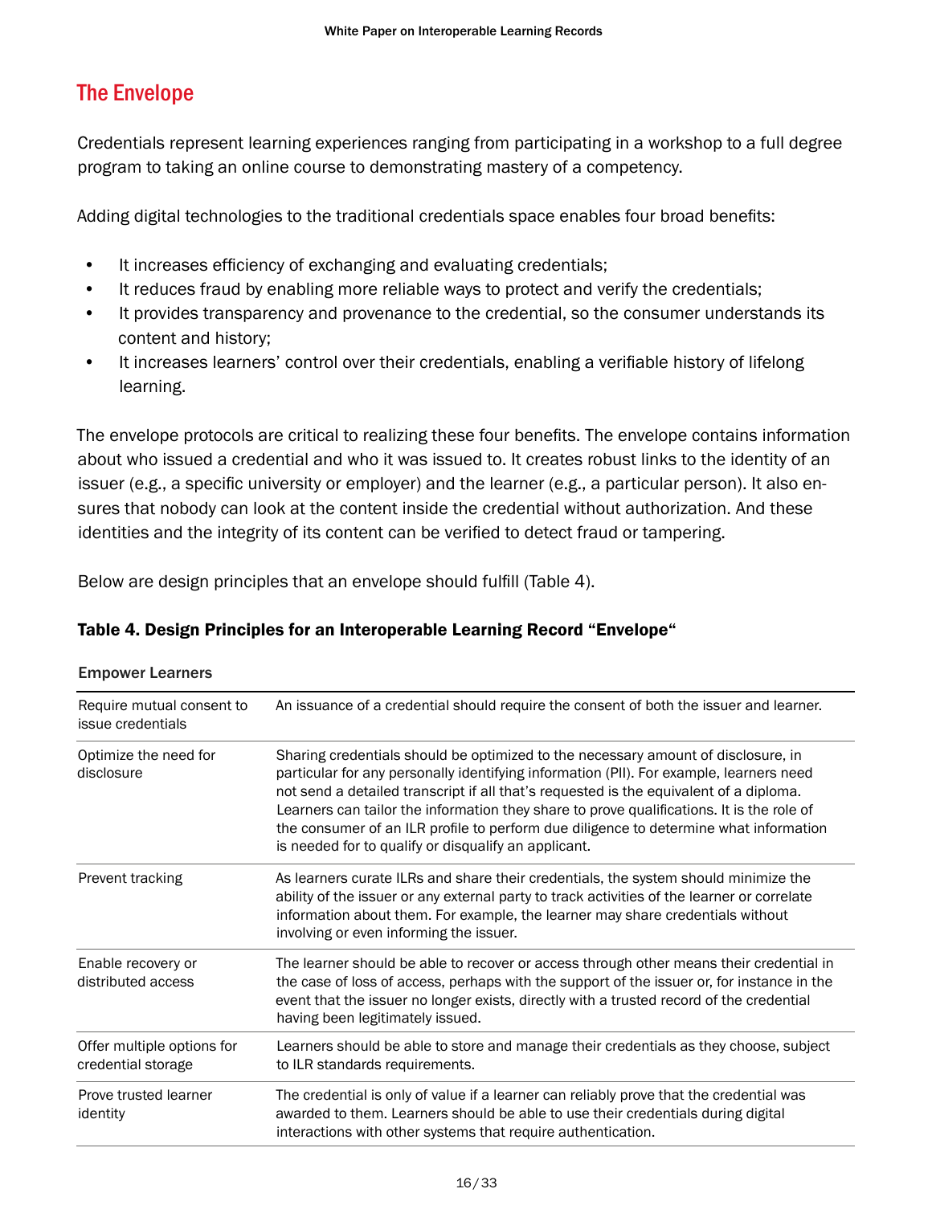## The Envelope

Credentials represent learning experiences ranging from participating in a workshop to a full degree program to taking an online course to demonstrating mastery of a competency.

Adding digital technologies to the traditional credentials space enables four broad benefits:

- It increases efficiency of exchanging and evaluating credentials;
- It reduces fraud by enabling more reliable ways to protect and verify the credentials;
- It provides transparency and provenance to the credential, so the consumer understands its content and history;
- It increases learners' control over their credentials, enabling a verifiable history of lifelong learning.

The envelope protocols are critical to realizing these four benefits. The envelope contains information about who issued a credential and who it was issued to. It creates robust links to the identity of an issuer (e.g., a specific university or employer) and the learner (e.g., a particular person). It also ensures that nobody can look at the content inside the credential without authorization. And these identities and the integrity of its content can be verified to detect fraud or tampering.

Below are design principles that an envelope should fulfill (Table 4).

**Table 4. Design Principles for an Interoperable Learning Record "Envelope"**

**Empower Learners**

| | |
|---|---|
| Require mutual consent to issue credentials | An issuance of a credential should require the consent of both the issuer and learner. |
| Optimize the need for disclosure | Sharing credentials should be optimized to the necessary amount of disclosure, in particular for any personally identifying information (PII). For example, learners need not send a detailed transcript if all that's requested is the equivalent of a diploma. Learners can tailor the information they share to prove qualifications. It is the role of the consumer of an ILR profile to perform due diligence to determine what information is needed for to qualify or disqualify an applicant. |
| Prevent tracking | As learners curate ILRs and share their credentials, the system should minimize the ability of the issuer or any external party to track activities of the learner or correlate information about them. For example, the learner may share credentials without involving or even informing the issuer. |
| Enable recovery or distributed access | The learner should be able to recover or access through other means their credential in the case of loss of access, perhaps with the support of the issuer or, for instance in the event that the issuer no longer exists, directly with a trusted record of the credential having been legitimately issued. |
| Offer multiple options for credential storage | Learners should be able to store and manage their credentials as they choose, subject to ILR standards requirements. |
| Prove trusted learner identity | The credential is only of value if a learner can reliably prove that the credential was awarded to them. Learners should be able to use their credentials during digital interactions with other systems that require authentication. |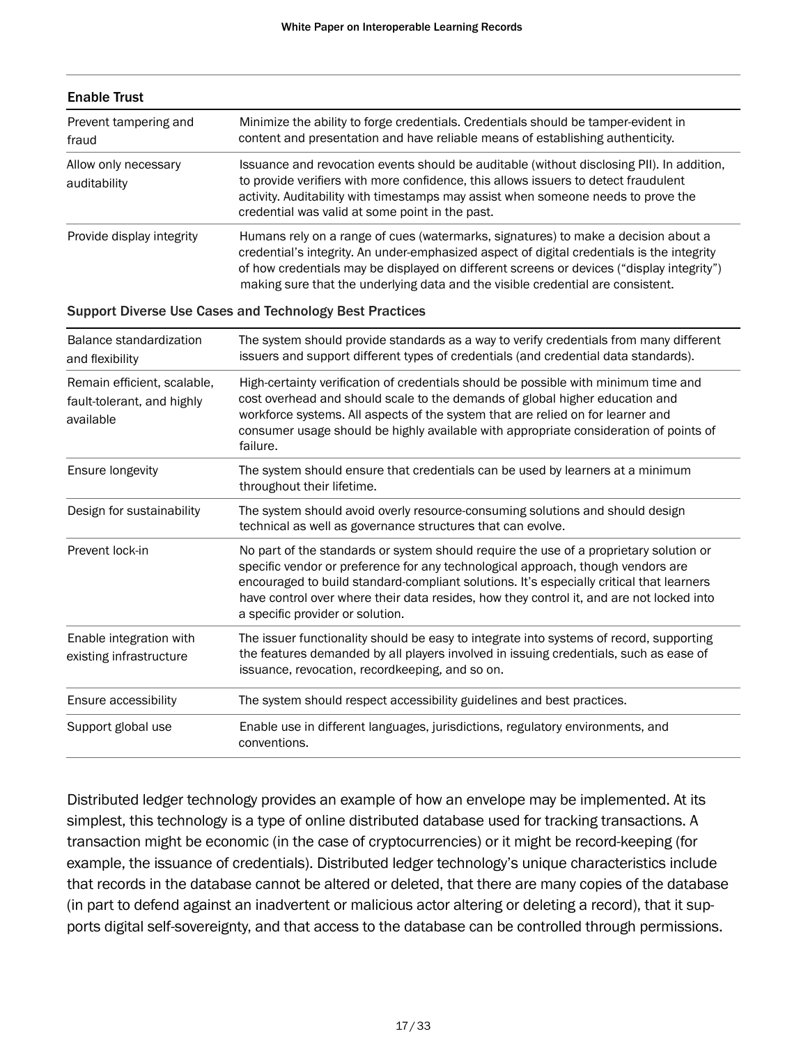| Enable Trust | |
|---|---|
| Prevent tampering and fraud | Minimize the ability to forge credentials. Credentials should be tamper-evident in content and presentation and have reliable means of establishing authenticity. |
| Allow only necessary auditability | Issuance and revocation events should be auditable (without disclosing PII). In addition, to provide verifiers with more confidence, this allows issuers to detect fraudulent activity. Auditability with timestamps may assist when someone needs to prove the credential was valid at some point in the past. |
| Provide display integrity | Humans rely on a range of cues (watermarks, signatures) to make a decision about a credential's integrity. An under-emphasized aspect of digital credentials is the integrity of how credentials may be displayed on different screens or devices ("display integrity") making sure that the underlying data and the visible credential are consistent. |

| Support Diverse Use Cases and Technology Best Practices | |
|---|---|
| Balance standardization and flexibility | The system should provide standards as a way to verify credentials from many different issuers and support different types of credentials (and credential data standards). |
| Remain efficient, scalable, fault-tolerant, and highly available | High-certainty verification of credentials should be possible with minimum time and cost overhead and should scale to the demands of global higher education and workforce systems. All aspects of the system that are relied on for learner and consumer usage should be highly available with appropriate consideration of points of failure. |
| Ensure longevity | The system should ensure that credentials can be used by learners at a minimum throughout their lifetime. |
| Design for sustainability | The system should avoid overly resource-consuming solutions and should design technical as well as governance structures that can evolve. |
| Prevent lock-in | No part of the standards or system should require the use of a proprietary solution or specific vendor or preference for any technological approach, though vendors are encouraged to build standard-compliant solutions. It's especially critical that learners have control over where their data resides, how they control it, and are not locked into a specific provider or solution. |
| Enable integration with existing infrastructure | The issuer functionality should be easy to integrate into systems of record, supporting the features demanded by all players involved in issuing credentials, such as ease of issuance, revocation, recordkeeping, and so on. |
| Ensure accessibility | The system should respect accessibility guidelines and best practices. |
| Support global use | Enable use in different languages, jurisdictions, regulatory environments, and conventions. |

Distributed ledger technology provides an example of how an envelope may be implemented. At its simplest, this technology is a type of online distributed database used for tracking transactions. A transaction might be economic (in the case of cryptocurrencies) or it might be record-keeping (for example, the issuance of credentials). Distributed ledger technology's unique characteristics include that records in the database cannot be altered or deleted, that there are many copies of the database (in part to defend against an inadvertent or malicious actor altering or deleting a record), that it supports digital self-sovereignty, and that access to the database can be controlled through permissions.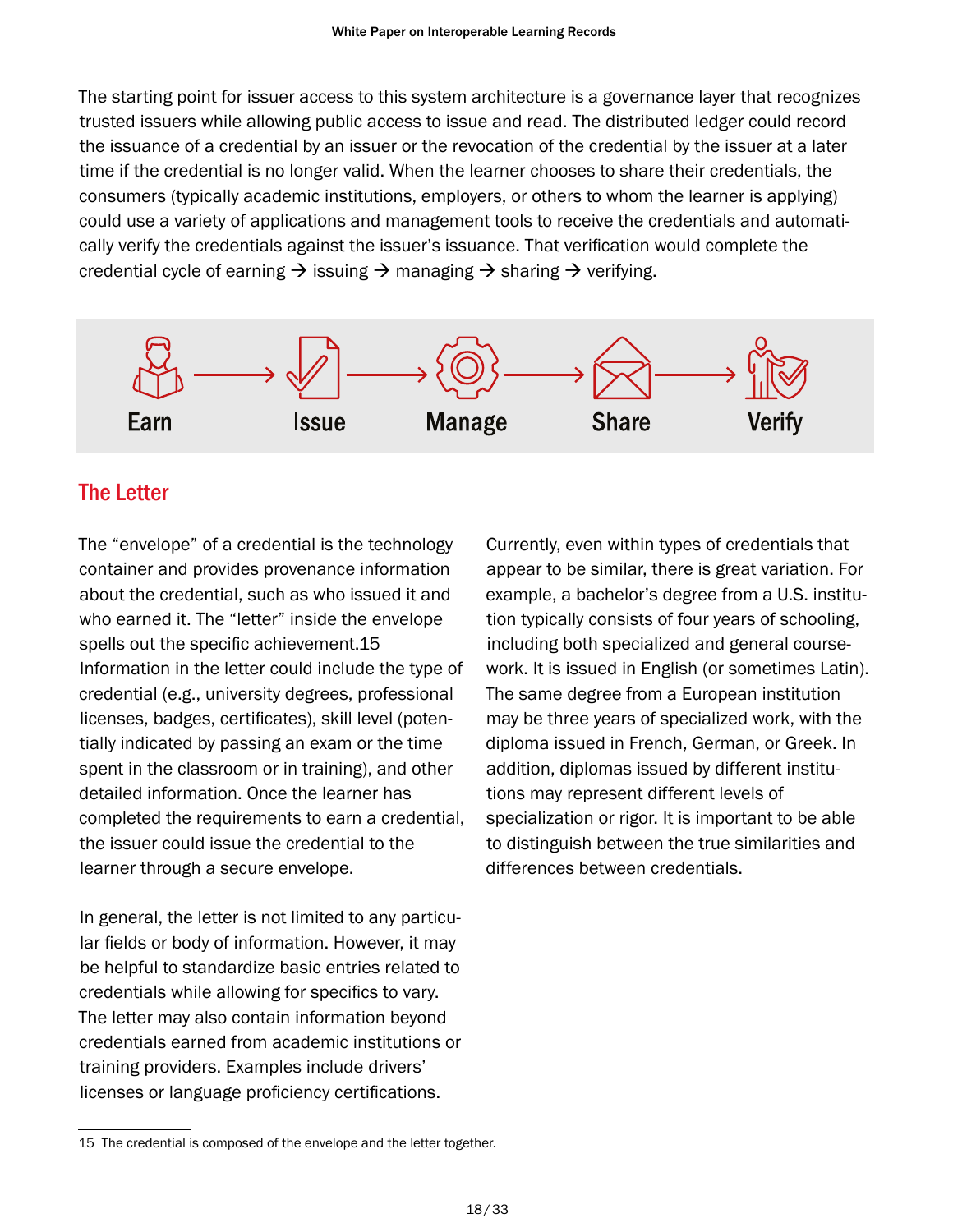The starting point for issuer access to this system architecture is a governance layer that recognizes trusted issuers while allowing public access to issue and read. The distributed ledger could record the issuance of a credential by an issuer or the revocation of the credential by the issuer at a later time if the credential is no longer valid. When the learner chooses to share their credentials, the consumers (typically academic institutions, employers, or others to whom the learner is applying) could use a variety of applications and management tools to receive the credentials and automatically verify the credentials against the issuer's issuance. That verification would complete the credential cycle of earning → issuing → managing → sharing → verifying.

Earn → Issue → Manage → Share → Verify

## The Letter

The "envelope" of a credential is the technology container and provides provenance information about the credential, such as who issued it and who earned it. The "letter" inside the envelope spells out the specific achievement.[15] Information in the letter could include the type of credential (e.g., university degrees, professional licenses, badges, certificates), skill level (potentially indicated by passing an exam or the time spent in the classroom or in training), and other detailed information. Once the learner has completed the requirements to earn a credential, the issuer could issue the credential to the learner through a secure envelope.

In general, the letter is not limited to any particular fields or body of information. However, it may be helpful to standardize basic entries related to credentials while allowing for specifics to vary. The letter may also contain information beyond credentials earned from academic institutions or training providers. Examples include drivers' licenses or language proficiency certifications.

Currently, even within types of credentials that appear to be similar, there is great variation. For example, a bachelor's degree from a U.S. institution typically consists of four years of schooling, including both specialized and general coursework. It is issued in English (or sometimes Latin). The same degree from a European institution may be three years of specialized work, with the diploma issued in French, German, or Greek. In addition, diplomas issued by different institutions may represent different levels of specialization or rigor. It is important to be able to distinguish between the true similarities and differences between credentials.

15 The credential is composed of the envelope and the letter together.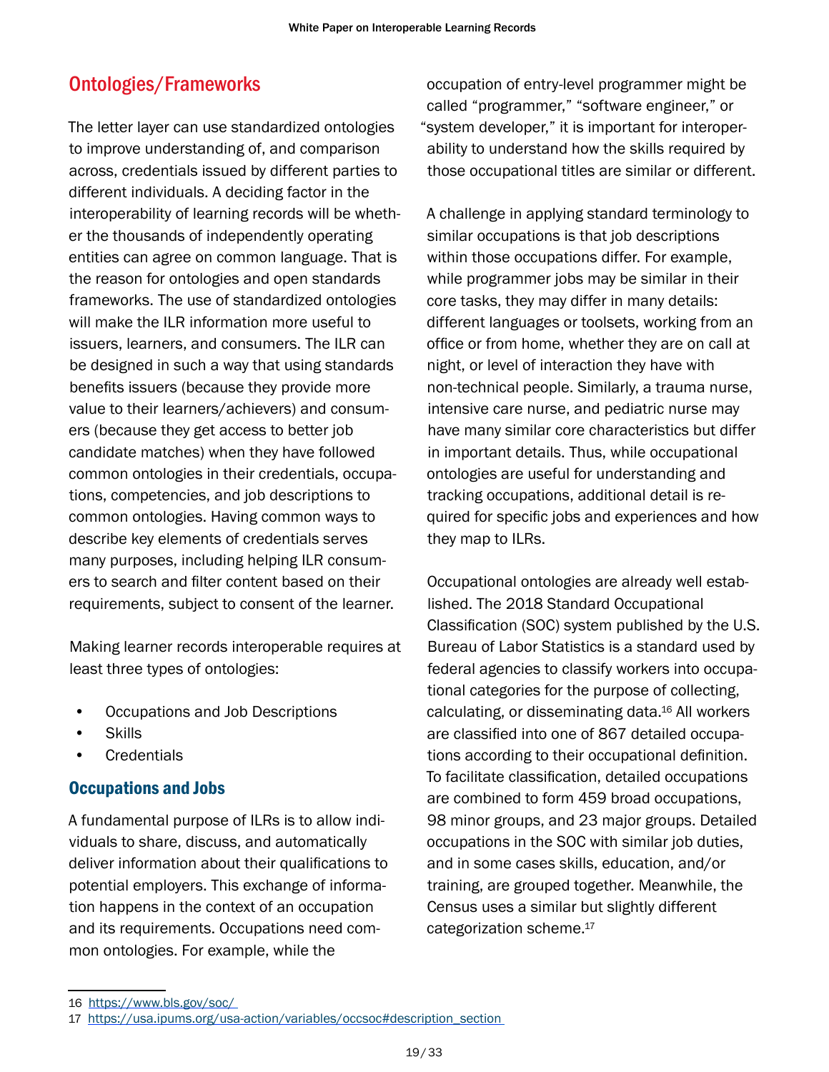## Ontologies/Frameworks

The letter layer can use standardized ontologies to improve understanding of, and comparison across, credentials issued by different parties to different individuals. A deciding factor in the interoperability of learning records will be whether the thousands of independently operating entities can agree on common language. That is the reason for ontologies and open standards frameworks. The use of standardized ontologies will make the ILR information more useful to issuers, learners, and consumers. The ILR can be designed in such a way that using standards benefits issuers (because they provide more value to their learners/achievers) and consumers (because they get access to better job candidate matches) when they have followed common ontologies in their credentials, occupations, competencies, and job descriptions to common ontologies. Having common ways to describe key elements of credentials serves many purposes, including helping ILR consumers to search and filter content based on their requirements, subject to consent of the learner.

Making learner records interoperable requires at least three types of ontologies:

- Occupations and Job Descriptions
- Skills
- Credentials

### Occupations and Jobs

A fundamental purpose of ILRs is to allow individuals to share, discuss, and automatically deliver information about their qualifications to potential employers. This exchange of information happens in the context of an occupation and its requirements. Occupations need common ontologies. For example, while the occupation of entry-level programmer might be called "programmer," "software engineer," or "system developer," it is important for interoperability to understand how the skills required by those occupational titles are similar or different.

A challenge in applying standard terminology to similar occupations is that job descriptions within those occupations differ. For example, while programmer jobs may be similar in their core tasks, they may differ in many details: different languages or toolsets, working from an office or from home, whether they are on call at night, or level of interaction they have with non-technical people. Similarly, a trauma nurse, intensive care nurse, and pediatric nurse may have many similar core characteristics but differ in important details. Thus, while occupational ontologies are useful for understanding and tracking occupations, additional detail is required for specific jobs and experiences and how they map to ILRs.

Occupational ontologies are already well established. The 2018 Standard Occupational Classification (SOC) system published by the U.S. Bureau of Labor Statistics is a standard used by federal agencies to classify workers into occupational categories for the purpose of collecting, calculating, or disseminating data.[16] All workers are classified into one of 867 detailed occupations according to their occupational definition. To facilitate classification, detailed occupations are combined to form 459 broad occupations, 98 minor groups, and 23 major groups. Detailed occupations in the SOC with similar job duties, and in some cases skills, education, and/or training, are grouped together. Meanwhile, the Census uses a similar but slightly different categorization scheme.[17]

---

16 https://www.bls.gov/soc/

17 https://usa.ipums.org/usa-action/variables/occsoc#description_section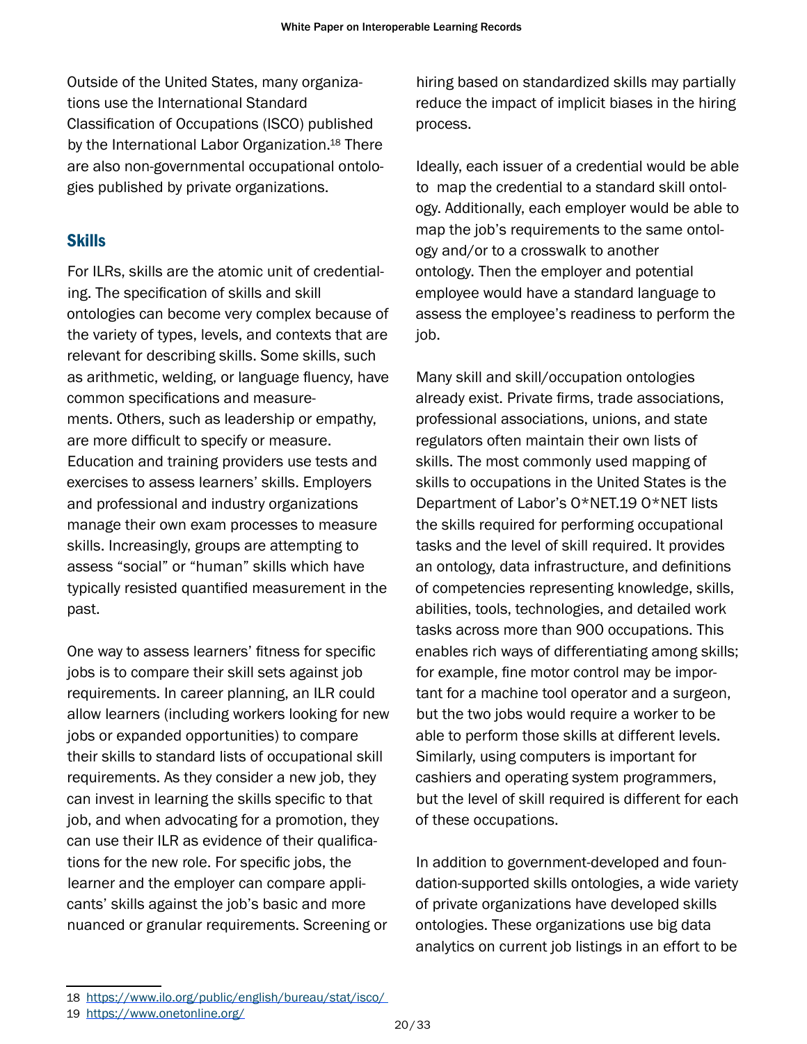Outside of the United States, many organizations use the International Standard Classification of Occupations (ISCO) published by the International Labor Organization.[18] There are also non-governmental occupational ontologies published by private organizations.

## Skills

For ILRs, skills are the atomic unit of credentialing. The specification of skills and skill ontologies can become very complex because of the variety of types, levels, and contexts that are relevant for describing skills. Some skills, such as arithmetic, welding, or language fluency, have common specifications and measurements. Others, such as leadership or empathy, are more difficult to specify or measure. Education and training providers use tests and exercises to assess learners' skills. Employers and professional and industry organizations manage their own exam processes to measure skills. Increasingly, groups are attempting to assess "social" or "human" skills which have typically resisted quantified measurement in the past.

One way to assess learners' fitness for specific jobs is to compare their skill sets against job requirements. In career planning, an ILR could allow learners (including workers looking for new jobs or expanded opportunities) to compare their skills to standard lists of occupational skill requirements. As they consider a new job, they can invest in learning the skills specific to that job, and when advocating for a promotion, they can use their ILR as evidence of their qualifications for the new role. For specific jobs, the learner and the employer can compare applicants' skills against the job's basic and more nuanced or granular requirements. Screening or hiring based on standardized skills may partially reduce the impact of implicit biases in the hiring process.

Ideally, each issuer of a credential would be able to map the credential to a standard skill ontology. Additionally, each employer would be able to map the job's requirements to the same ontology and/or to a crosswalk to another ontology. Then the employer and potential employee would have a standard language to assess the employee's readiness to perform the job.

Many skill and skill/occupation ontologies already exist. Private firms, trade associations, professional associations, unions, and state regulators often maintain their own lists of skills. The most commonly used mapping of skills to occupations in the United States is the Department of Labor's O*NET.[19] O*NET lists the skills required for performing occupational tasks and the level of skill required. It provides an ontology, data infrastructure, and definitions of competencies representing knowledge, skills, abilities, tools, technologies, and detailed work tasks across more than 900 occupations. This enables rich ways of differentiating among skills; for example, fine motor control may be important for a machine tool operator and a surgeon, but the two jobs would require a worker to be able to perform those skills at different levels. Similarly, using computers is important for cashiers and operating system programmers, but the level of skill required is different for each of these occupations.

In addition to government-developed and foundation-supported skills ontologies, a wide variety of private organizations have developed skills ontologies. These organizations use big data analytics on current job listings in an effort to be

---

18 https://www.ilo.org/public/english/bureau/stat/isco/

19 https://www.onetonline.org/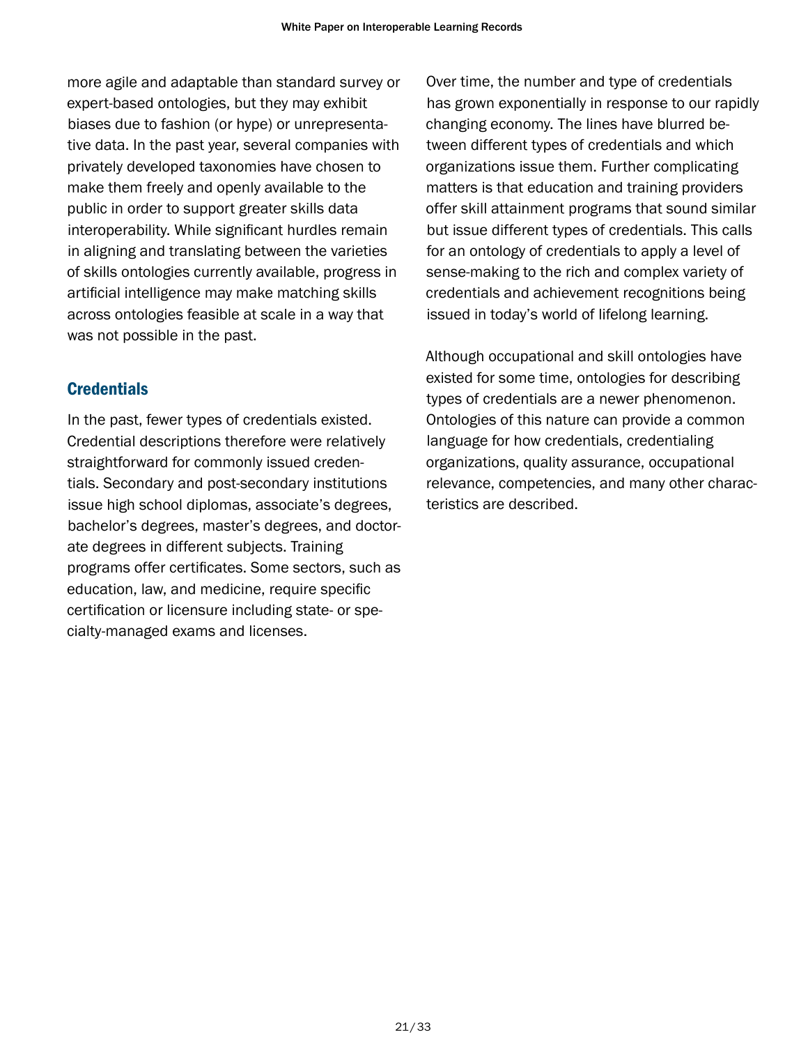more agile and adaptable than standard survey or expert-based ontologies, but they may exhibit biases due to fashion (or hype) or unrepresentative data. In the past year, several companies with privately developed taxonomies have chosen to make them freely and openly available to the public in order to support greater skills data interoperability. While significant hurdles remain in aligning and translating between the varieties of skills ontologies currently available, progress in artificial intelligence may make matching skills across ontologies feasible at scale in a way that was not possible in the past.

### Credentials

In the past, fewer types of credentials existed. Credential descriptions therefore were relatively straightforward for commonly issued credentials. Secondary and post-secondary institutions issue high school diplomas, associate's degrees, bachelor's degrees, master's degrees, and doctorate degrees in different subjects. Training programs offer certificates. Some sectors, such as education, law, and medicine, require specific certification or licensure including state- or specialty-managed exams and licenses.

Over time, the number and type of credentials has grown exponentially in response to our rapidly changing economy. The lines have blurred between different types of credentials and which organizations issue them. Further complicating matters is that education and training providers offer skill attainment programs that sound similar but issue different types of credentials. This calls for an ontology of credentials to apply a level of sense-making to the rich and complex variety of credentials and achievement recognitions being issued in today's world of lifelong learning.

Although occupational and skill ontologies have existed for some time, ontologies for describing types of credentials are a newer phenomenon. Ontologies of this nature can provide a common language for how credentials, credentialing organizations, quality assurance, occupational relevance, competencies, and many other characteristics are described.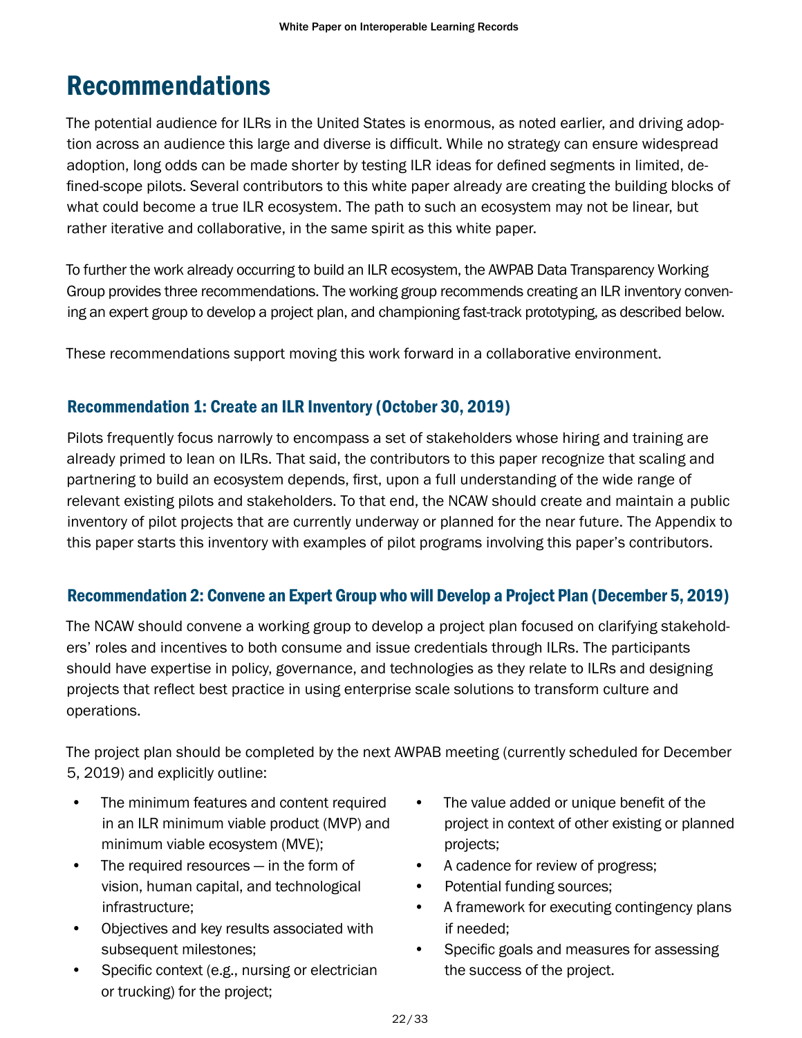# Recommendations

The potential audience for ILRs in the United States is enormous, as noted earlier, and driving adoption across an audience this large and diverse is difficult. While no strategy can ensure widespread adoption, long odds can be made shorter by testing ILR ideas for defined segments in limited, defined-scope pilots. Several contributors to this white paper already are creating the building blocks of what could become a true ILR ecosystem. The path to such an ecosystem may not be linear, but rather iterative and collaborative, in the same spirit as this white paper.

To further the work already occurring to build an ILR ecosystem, the AWPAB Data Transparency Working Group provides three recommendations. The working group recommends creating an ILR inventory convening an expert group to develop a project plan, and championing fast-track prototyping, as described below.

These recommendations support moving this work forward in a collaborative environment.

## Recommendation 1: Create an ILR Inventory (October 30, 2019)

Pilots frequently focus narrowly to encompass a set of stakeholders whose hiring and training are already primed to lean on ILRs. That said, the contributors to this paper recognize that scaling and partnering to build an ecosystem depends, first, upon a full understanding of the wide range of relevant existing pilots and stakeholders. To that end, the NCAW should create and maintain a public inventory of pilot projects that are currently underway or planned for the near future. The Appendix to this paper starts this inventory with examples of pilot programs involving this paper's contributors.

## Recommendation 2: Convene an Expert Group who will Develop a Project Plan (December 5, 2019)

The NCAW should convene a working group to develop a project plan focused on clarifying stakeholders' roles and incentives to both consume and issue credentials through ILRs. The participants should have expertise in policy, governance, and technologies as they relate to ILRs and designing projects that reflect best practice in using enterprise scale solutions to transform culture and operations.

The project plan should be completed by the next AWPAB meeting (currently scheduled for December 5, 2019) and explicitly outline:

- The minimum features and content required in an ILR minimum viable product (MVP) and minimum viable ecosystem (MVE);
- The required resources — in the form of vision, human capital, and technological infrastructure;
- Objectives and key results associated with subsequent milestones;
- Specific context (e.g., nursing or electrician or trucking) for the project;
- The value added or unique benefit of the project in context of other existing or planned projects;
- A cadence for review of progress;
- Potential funding sources;
- A framework for executing contingency plans if needed;
- Specific goals and measures for assessing the success of the project.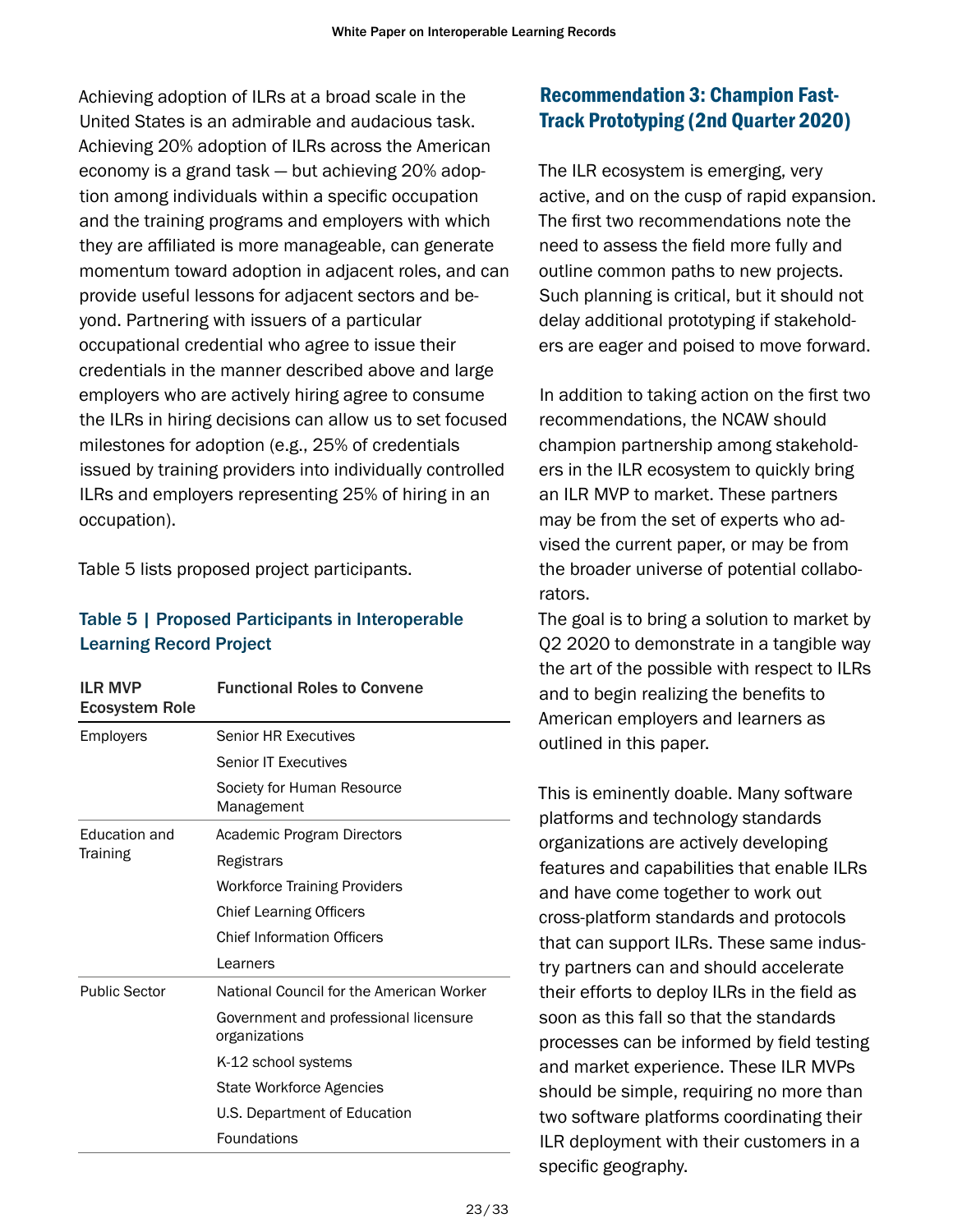Achieving adoption of ILRs at a broad scale in the United States is an admirable and audacious task. Achieving 20% adoption of ILRs across the American economy is a grand task — but achieving 20% adoption among individuals within a specific occupation and the training programs and employers with which they are affiliated is more manageable, can generate momentum toward adoption in adjacent roles, and can provide useful lessons for adjacent sectors and beyond. Partnering with issuers of a particular occupational credential who agree to issue their credentials in the manner described above and large employers who are actively hiring agree to consume the ILRs in hiring decisions can allow us to set focused milestones for adoption (e.g., 25% of credentials issued by training providers into individually controlled ILRs and employers representing 25% of hiring in an occupation).

Table 5 lists proposed project participants.

**Table 5 | Proposed Participants in Interoperable Learning Record Project**

| ILR MVP Ecosystem Role | Functional Roles to Convene |
|---|---|
| Employers | Senior HR Executives |
| | Senior IT Executives |
| | Society for Human Resource Management |
| Education and Training | Academic Program Directors |
| | Registrars |
| | Workforce Training Providers |
| | Chief Learning Officers |
| | Chief Information Officers |
| | Learners |
| Public Sector | National Council for the American Worker |
| | Government and professional licensure organizations |
| | K-12 school systems |
| | State Workforce Agencies |
| | U.S. Department of Education |
| | Foundations |

## Recommendation 3: Champion Fast-Track Prototyping (2nd Quarter 2020)

The ILR ecosystem is emerging, very active, and on the cusp of rapid expansion. The first two recommendations note the need to assess the field more fully and outline common paths to new projects. Such planning is critical, but it should not delay additional prototyping if stakeholders are eager and poised to move forward.

In addition to taking action on the first two recommendations, the NCAW should champion partnership among stakeholders in the ILR ecosystem to quickly bring an ILR MVP to market. These partners may be from the set of experts who advised the current paper, or may be from the broader universe of potential collaborators.
The goal is to bring a solution to market by Q2 2020 to demonstrate in a tangible way the art of the possible with respect to ILRs and to begin realizing the benefits to American employers and learners as outlined in this paper.

This is eminently doable. Many software platforms and technology standards organizations are actively developing features and capabilities that enable ILRs and have come together to work out cross-platform standards and protocols that can support ILRs. These same industry partners can and should accelerate their efforts to deploy ILRs in the field as soon as this fall so that the standards processes can be informed by field testing and market experience. These ILR MVPs should be simple, requiring no more than two software platforms coordinating their ILR deployment with their customers in a specific geography.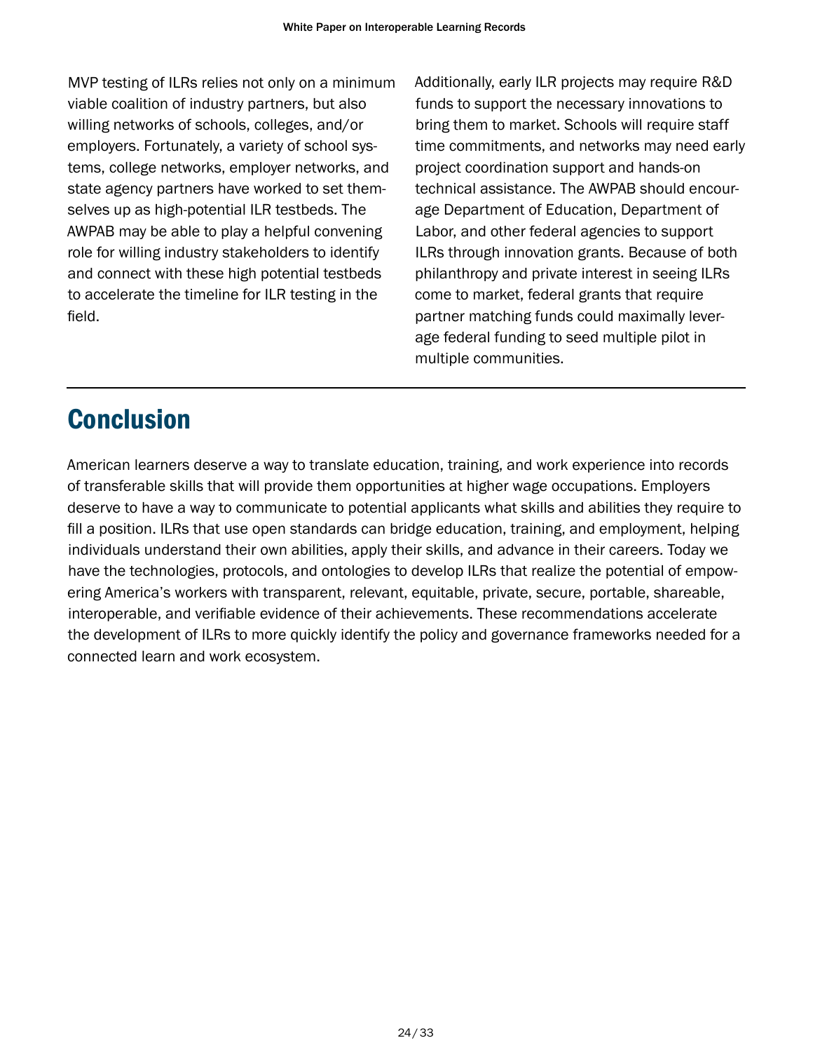MVP testing of ILRs relies not only on a minimum viable coalition of industry partners, but also willing networks of schools, colleges, and/or employers. Fortunately, a variety of school systems, college networks, employer networks, and state agency partners have worked to set themselves up as high-potential ILR testbeds. The AWPAB may be able to play a helpful convening role for willing industry stakeholders to identify and connect with these high potential testbeds to accelerate the timeline for ILR testing in the field.

Additionally, early ILR projects may require R&D funds to support the necessary innovations to bring them to market. Schools will require staff time commitments, and networks may need early project coordination support and hands-on technical assistance. The AWPAB should encourage Department of Education, Department of Labor, and other federal agencies to support ILRs through innovation grants. Because of both philanthropy and private interest in seeing ILRs come to market, federal grants that require partner matching funds could maximally leverage federal funding to seed multiple pilot in multiple communities.

## Conclusion

American learners deserve a way to translate education, training, and work experience into records of transferable skills that will provide them opportunities at higher wage occupations. Employers deserve to have a way to communicate to potential applicants what skills and abilities they require to fill a position. ILRs that use open standards can bridge education, training, and employment, helping individuals understand their own abilities, apply their skills, and advance in their careers. Today we have the technologies, protocols, and ontologies to develop ILRs that realize the potential of empowering America's workers with transparent, relevant, equitable, private, secure, portable, shareable, interoperable, and verifiable evidence of their achievements. These recommendations accelerate the development of ILRs to more quickly identify the policy and governance frameworks needed for a connected learn and work ecosystem.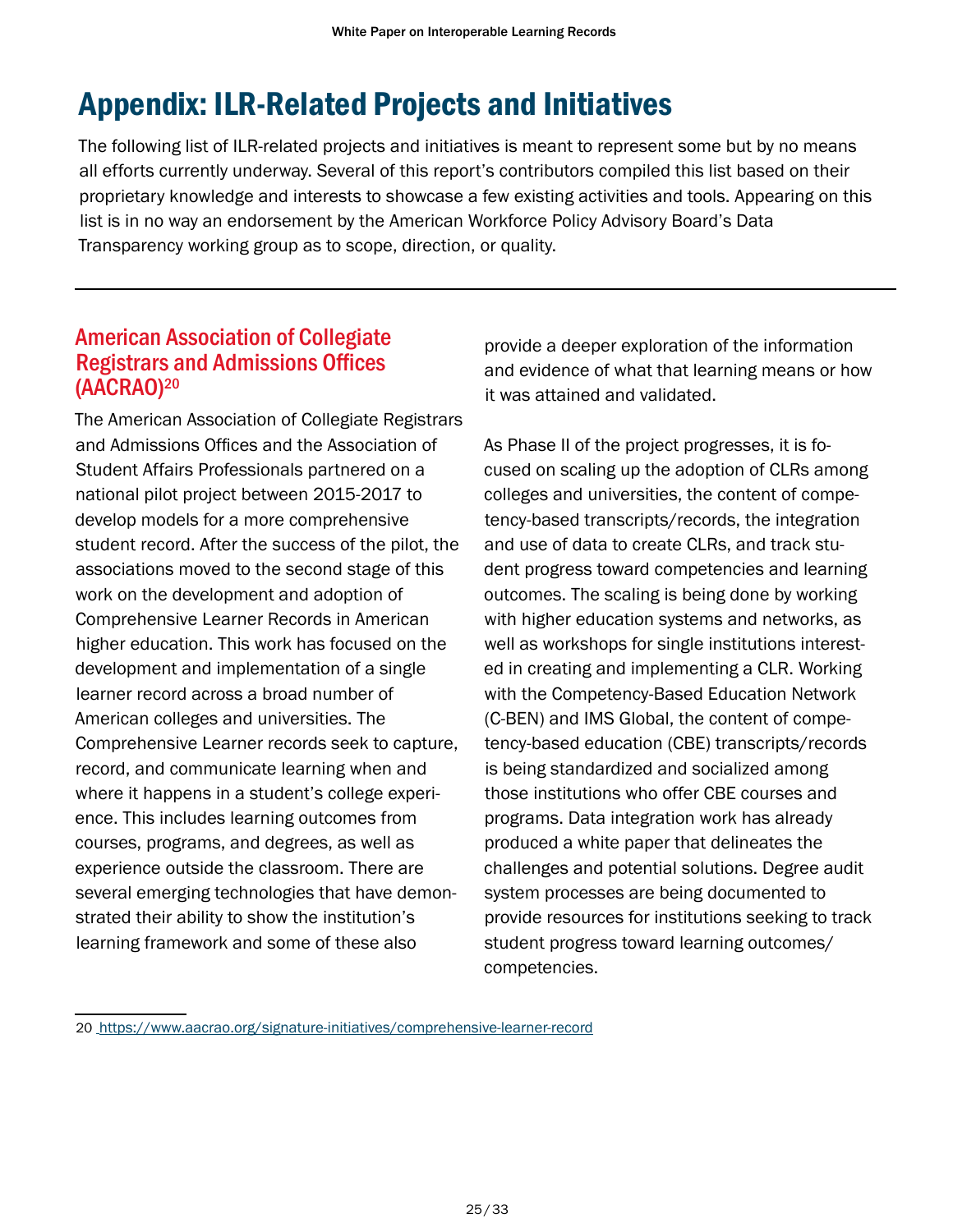# Appendix: ILR-Related Projects and Initiatives

The following list of ILR-related projects and initiatives is meant to represent some but by no means all efforts currently underway. Several of this report's contributors compiled this list based on their proprietary knowledge and interests to showcase a few existing activities and tools. Appearing on this list is in no way an endorsement by the American Workforce Policy Advisory Board's Data Transparency working group as to scope, direction, or quality.

---

## American Association of Collegiate Registrars and Admissions Offices (AACRAO)[20]

The American Association of Collegiate Registrars and Admissions Offices and the Association of Student Affairs Professionals partnered on a national pilot project between 2015-2017 to develop models for a more comprehensive student record. After the success of the pilot, the associations moved to the second stage of this work on the development and adoption of Comprehensive Learner Records in American higher education. This work has focused on the development and implementation of a single learner record across a broad number of American colleges and universities. The Comprehensive Learner records seek to capture, record, and communicate learning when and where it happens in a student's college experience. This includes learning outcomes from courses, programs, and degrees, as well as experience outside the classroom. There are several emerging technologies that have demonstrated their ability to show the institution's learning framework and some of these also provide a deeper exploration of the information and evidence of what that learning means or how it was attained and validated.

As Phase II of the project progresses, it is focused on scaling up the adoption of CLRs among colleges and universities, the content of competency-based transcripts/records, the integration and use of data to create CLRs, and track student progress toward competencies and learning outcomes. The scaling is being done by working with higher education systems and networks, as well as workshops for single institutions interested in creating and implementing a CLR. Working with the Competency-Based Education Network (C-BEN) and IMS Global, the content of competency-based education (CBE) transcripts/records is being standardized and socialized among those institutions who offer CBE courses and programs. Data integration work has already produced a white paper that delineates the challenges and potential solutions. Degree audit system processes are being documented to provide resources for institutions seeking to track student progress toward learning outcomes/competencies.

---

20 https://www.aacrao.org/signature-initiatives/comprehensive-learner-record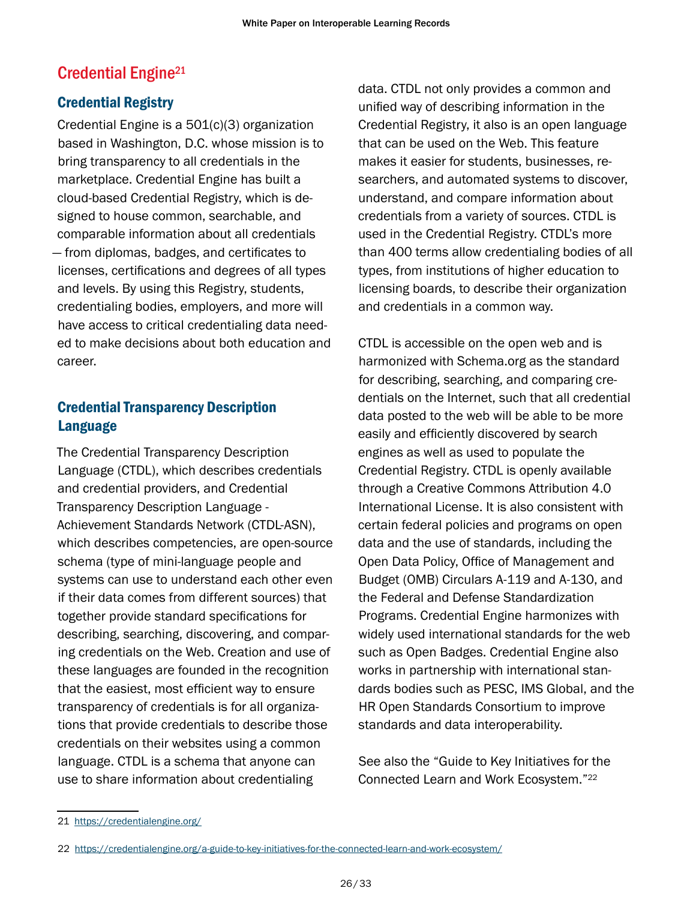## Credential Engine[21]

### Credential Registry

Credential Engine is a 501(c)(3) organization based in Washington, D.C. whose mission is to bring transparency to all credentials in the marketplace. Credential Engine has built a cloud-based Credential Registry, which is designed to house common, searchable, and comparable information about all credentials — from diplomas, badges, and certificates to licenses, certifications and degrees of all types and levels. By using this Registry, students, credentialing bodies, employers, and more will have access to critical credentialing data needed to make decisions about both education and career.

### Credential Transparency Description Language

The Credential Transparency Description Language (CTDL), which describes credentials and credential providers, and Credential Transparency Description Language - Achievement Standards Network (CTDL-ASN), which describes competencies, are open-source schema (type of mini-language people and systems can use to understand each other even if their data comes from different sources) that together provide standard specifications for describing, searching, discovering, and comparing credentials on the Web. Creation and use of these languages are founded in the recognition that the easiest, most efficient way to ensure transparency of credentials is for all organizations that provide credentials to describe those credentials on their websites using a common language. CTDL is a schema that anyone can use to share information about credentialing data. CTDL not only provides a common and unified way of describing information in the Credential Registry, it also is an open language that can be used on the Web. This feature makes it easier for students, businesses, researchers, and automated systems to discover, understand, and compare information about credentials from a variety of sources. CTDL is used in the Credential Registry. CTDL's more than 400 terms allow credentialing bodies of all types, from institutions of higher education to licensing boards, to describe their organization and credentials in a common way.

CTDL is accessible on the open web and is harmonized with Schema.org as the standard for describing, searching, and comparing credentials on the Internet, such that all credential data posted to the web will be able to be more easily and efficiently discovered by search engines as well as used to populate the Credential Registry. CTDL is openly available through a Creative Commons Attribution 4.0 International License. It is also consistent with certain federal policies and programs on open data and the use of standards, including the Open Data Policy, Office of Management and Budget (OMB) Circulars A-119 and A-130, and the Federal and Defense Standardization Programs. Credential Engine harmonizes with widely used international standards for the web such as Open Badges. Credential Engine also works in partnership with international standards bodies such as PESC, IMS Global, and the HR Open Standards Consortium to improve standards and data interoperability.

See also the "Guide to Key Initiatives for the Connected Learn and Work Ecosystem."[22]

---

21 https://credentialengine.org/

22 https://credentialengine.org/a-guide-to-key-initiatives-for-the-connected-learn-and-work-ecosystem/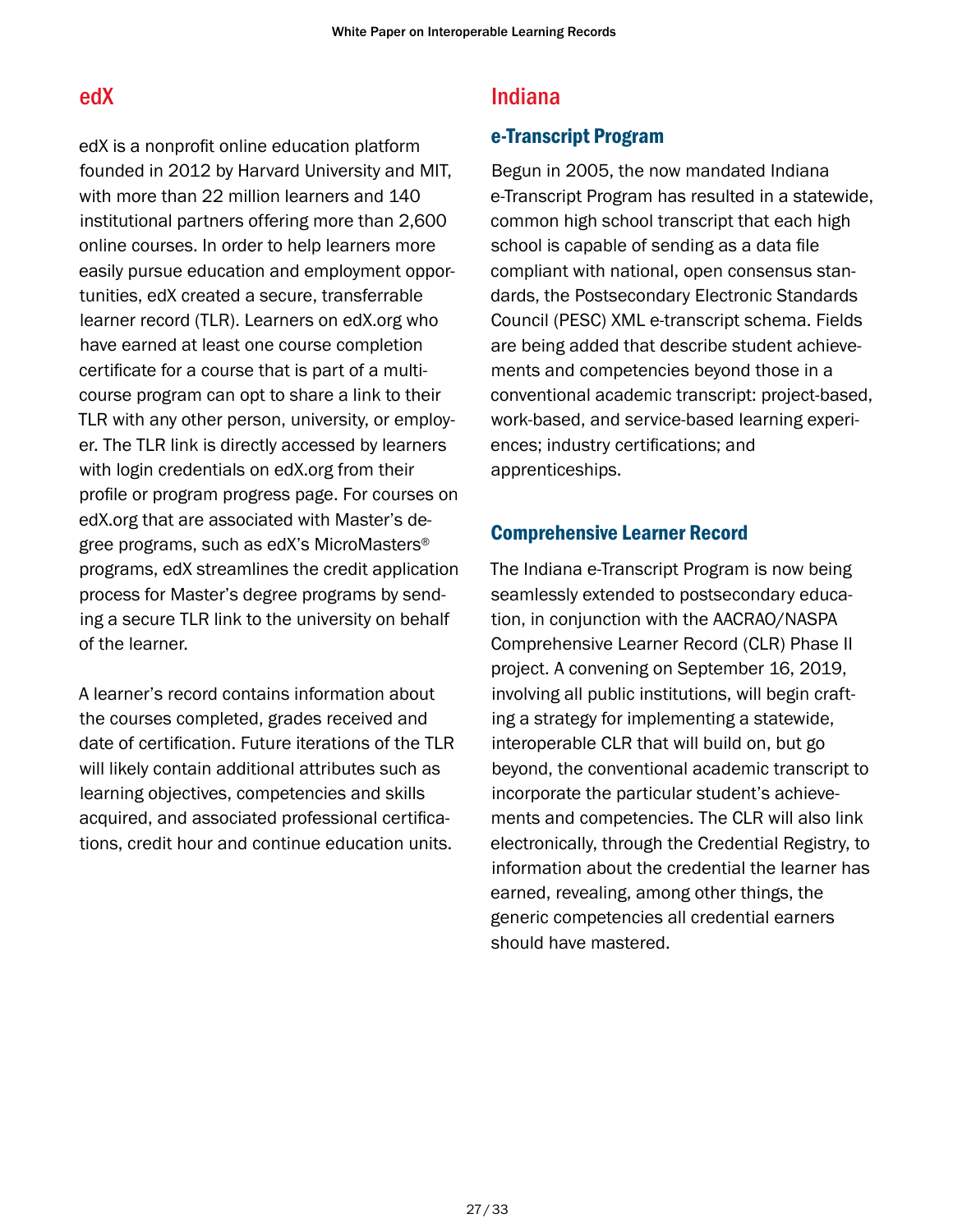## edX

edX is a nonprofit online education platform founded in 2012 by Harvard University and MIT, with more than 22 million learners and 140 institutional partners offering more than 2,600 online courses. In order to help learners more easily pursue education and employment opportunities, edX created a secure, transferrable learner record (TLR). Learners on edX.org who have earned at least one course completion certificate for a course that is part of a multi-course program can opt to share a link to their TLR with any other person, university, or employer. The TLR link is directly accessed by learners with login credentials on edX.org from their profile or program progress page. For courses on edX.org that are associated with Master's degree programs, such as edX's MicroMasters® programs, edX streamlines the credit application process for Master's degree programs by sending a secure TLR link to the university on behalf of the learner.

A learner's record contains information about the courses completed, grades received and date of certification. Future iterations of the TLR will likely contain additional attributes such as learning objectives, competencies and skills acquired, and associated professional certifications, credit hour and continue education units.

## Indiana

### e-Transcript Program

Begun in 2005, the now mandated Indiana e-Transcript Program has resulted in a statewide, common high school transcript that each high school is capable of sending as a data file compliant with national, open consensus standards, the Postsecondary Electronic Standards Council (PESC) XML e-transcript schema. Fields are being added that describe student achievements and competencies beyond those in a conventional academic transcript: project-based, work-based, and service-based learning experiences; industry certifications; and apprenticeships.

### Comprehensive Learner Record

The Indiana e-Transcript Program is now being seamlessly extended to postsecondary education, in conjunction with the AACRAO/NASPA Comprehensive Learner Record (CLR) Phase II project. A convening on September 16, 2019, involving all public institutions, will begin crafting a strategy for implementing a statewide, interoperable CLR that will build on, but go beyond, the conventional academic transcript to incorporate the particular student's achievements and competencies. The CLR will also link electronically, through the Credential Registry, to information about the credential the learner has earned, revealing, among other things, the generic competencies all credential earners should have mastered.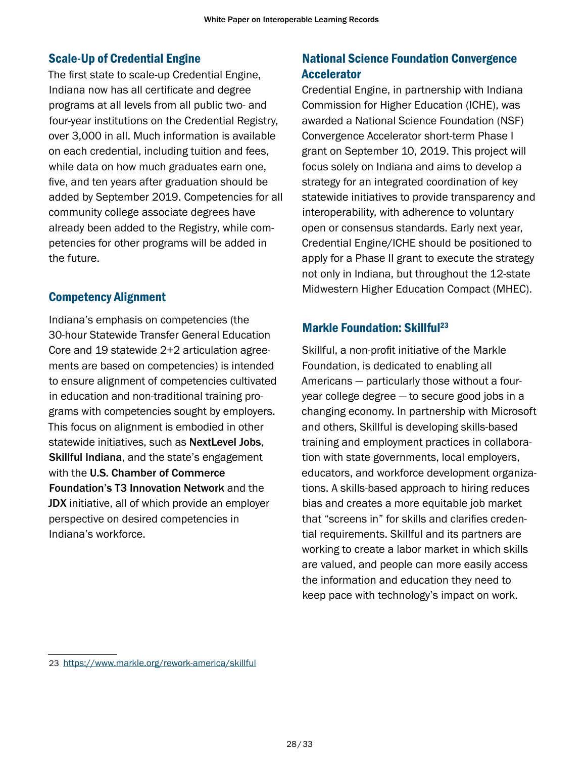## Scale-Up of Credential Engine

The first state to scale-up Credential Engine, Indiana now has all certificate and degree programs at all levels from all public two- and four-year institutions on the Credential Registry, over 3,000 in all. Much information is available on each credential, including tuition and fees, while data on how much graduates earn one, five, and ten years after graduation should be added by September 2019. Competencies for all community college associate degrees have already been added to the Registry, while competencies for other programs will be added in the future.

## Competency Alignment

Indiana's emphasis on competencies (the 30-hour Statewide Transfer General Education Core and 19 statewide 2+2 articulation agreements are based on competencies) is intended to ensure alignment of competencies cultivated in education and non-traditional training programs with competencies sought by employers. This focus on alignment is embodied in other statewide initiatives, such as **NextLevel Jobs**, **Skillful Indiana**, and the state's engagement with the **U.S. Chamber of Commerce Foundation's T3 Innovation Network** and the **JDX** initiative, all of which provide an employer perspective on desired competencies in Indiana's workforce.

## National Science Foundation Convergence Accelerator

Credential Engine, in partnership with Indiana Commission for Higher Education (ICHE), was awarded a National Science Foundation (NSF) Convergence Accelerator short-term Phase I grant on September 10, 2019. This project will focus solely on Indiana and aims to develop a strategy for an integrated coordination of key statewide initiatives to provide transparency and interoperability, with adherence to voluntary open or consensus standards. Early next year, Credential Engine/ICHE should be positioned to apply for a Phase II grant to execute the strategy not only in Indiana, but throughout the 12-state Midwestern Higher Education Compact (MHEC).

## Markle Foundation: Skillful[23]

Skillful, a non-profit initiative of the Markle Foundation, is dedicated to enabling all Americans — particularly those without a four-year college degree — to secure good jobs in a changing economy. In partnership with Microsoft and others, Skillful is developing skills-based training and employment practices in collaboration with state governments, local employers, educators, and workforce development organizations. A skills-based approach to hiring reduces bias and creates a more equitable job market that "screens in" for skills and clarifies credential requirements. Skillful and its partners are working to create a labor market in which skills are valued, and people can more easily access the information and education they need to keep pace with technology's impact on work.

---

23 https://www.markle.org/rework-america/skillful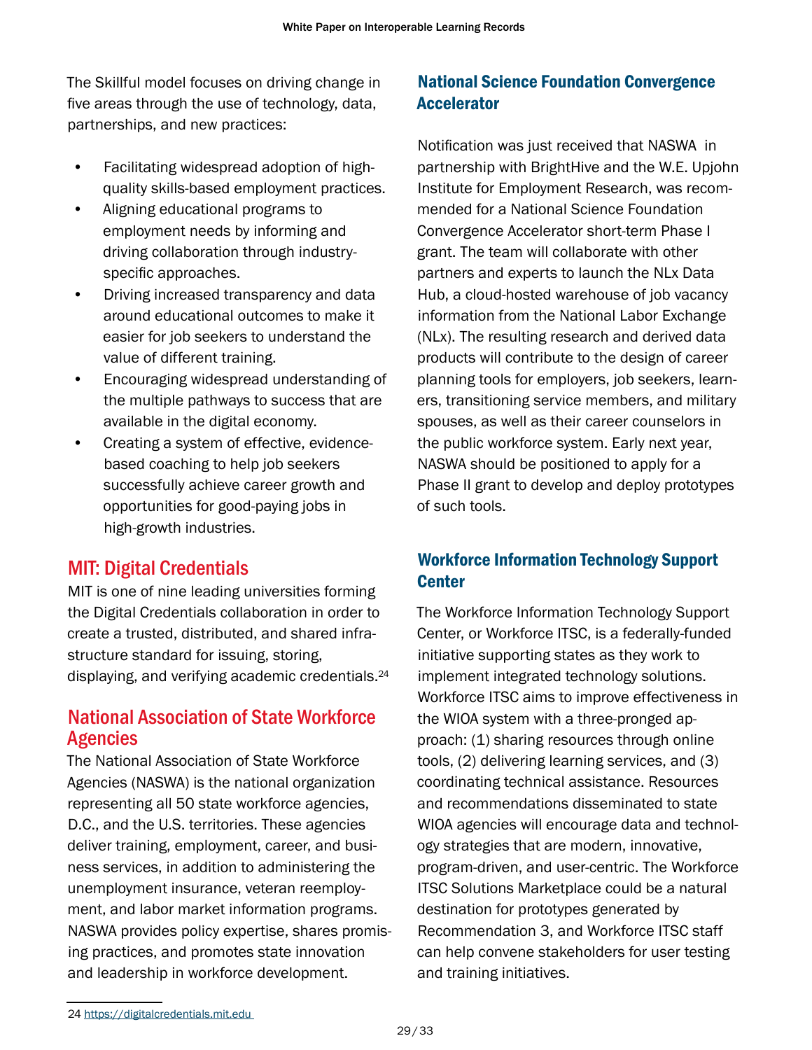The Skillful model focuses on driving change in five areas through the use of technology, data, partnerships, and new practices:

- Facilitating widespread adoption of high-quality skills-based employment practices.
- Aligning educational programs to employment needs by informing and driving collaboration through industry-specific approaches.
- Driving increased transparency and data around educational outcomes to make it easier for job seekers to understand the value of different training.
- Encouraging widespread understanding of the multiple pathways to success that are available in the digital economy.
- Creating a system of effective, evidence-based coaching to help job seekers successfully achieve career growth and opportunities for good-paying jobs in high-growth industries.

## MIT: Digital Credentials

MIT is one of nine leading universities forming the Digital Credentials collaboration in order to create a trusted, distributed, and shared infrastructure standard for issuing, storing, displaying, and verifying academic credentials.[24]

## National Association of State Workforce Agencies

The National Association of State Workforce Agencies (NASWA) is the national organization representing all 50 state workforce agencies, D.C., and the U.S. territories. These agencies deliver training, employment, career, and business services, in addition to administering the unemployment insurance, veteran reemployment, and labor market information programs. NASWA provides policy expertise, shares promising practices, and promotes state innovation and leadership in workforce development.

### National Science Foundation Convergence Accelerator

Notification was just received that NASWA in partnership with BrightHive and the W.E. Upjohn Institute for Employment Research, was recommended for a National Science Foundation Convergence Accelerator short-term Phase I grant. The team will collaborate with other partners and experts to launch the NLx Data Hub, a cloud-hosted warehouse of job vacancy information from the National Labor Exchange (NLx). The resulting research and derived data products will contribute to the design of career planning tools for employers, job seekers, learners, transitioning service members, and military spouses, as well as their career counselors in the public workforce system. Early next year, NASWA should be positioned to apply for a Phase II grant to develop and deploy prototypes of such tools.

### Workforce Information Technology Support Center

The Workforce Information Technology Support Center, or Workforce ITSC, is a federally-funded initiative supporting states as they work to implement integrated technology solutions. Workforce ITSC aims to improve effectiveness in the WIOA system with a three-pronged approach: (1) sharing resources through online tools, (2) delivering learning services, and (3) coordinating technical assistance. Resources and recommendations disseminated to state WIOA agencies will encourage data and technology strategies that are modern, innovative, program-driven, and user-centric. The Workforce ITSC Solutions Marketplace could be a natural destination for prototypes generated by Recommendation 3, and Workforce ITSC staff can help convene stakeholders for user testing and training initiatives.

---

24 https://digitalcredentials.mit.edu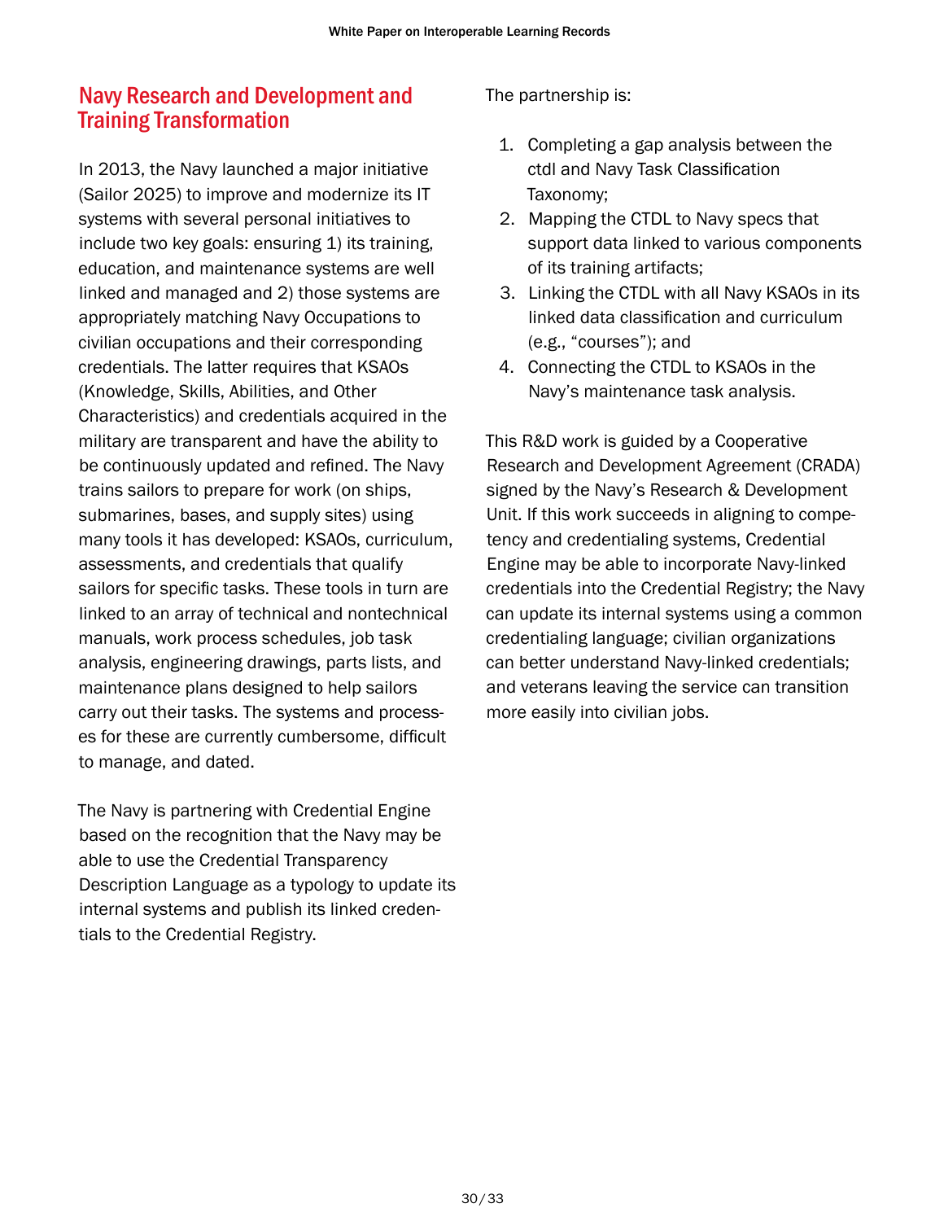## Navy Research and Development and Training Transformation

In 2013, the Navy launched a major initiative (Sailor 2025) to improve and modernize its IT systems with several personal initiatives to include two key goals: ensuring 1) its training, education, and maintenance systems are well linked and managed and 2) those systems are appropriately matching Navy Occupations to civilian occupations and their corresponding credentials. The latter requires that KSAOs (Knowledge, Skills, Abilities, and Other Characteristics) and credentials acquired in the military are transparent and have the ability to be continuously updated and refined. The Navy trains sailors to prepare for work (on ships, submarines, bases, and supply sites) using many tools it has developed: KSAOs, curriculum, assessments, and credentials that qualify sailors for specific tasks. These tools in turn are linked to an array of technical and nontechnical manuals, work process schedules, job task analysis, engineering drawings, parts lists, and maintenance plans designed to help sailors carry out their tasks. The systems and processes for these are currently cumbersome, difficult to manage, and dated.

The Navy is partnering with Credential Engine based on the recognition that the Navy may be able to use the Credential Transparency Description Language as a typology to update its internal systems and publish its linked credentials to the Credential Registry.

The partnership is:

1. Completing a gap analysis between the ctdl and Navy Task Classification Taxonomy;
2. Mapping the CTDL to Navy specs that support data linked to various components of its training artifacts;
3. Linking the CTDL with all Navy KSAOs in its linked data classification and curriculum (e.g., “courses”); and
4. Connecting the CTDL to KSAOs in the Navy’s maintenance task analysis.

This R&D work is guided by a Cooperative Research and Development Agreement (CRADA) signed by the Navy’s Research & Development Unit. If this work succeeds in aligning to competency and credentialing systems, Credential Engine may be able to incorporate Navy-linked credentials into the Credential Registry; the Navy can update its internal systems using a common credentialing language; civilian organizations can better understand Navy-linked credentials; and veterans leaving the service can transition more easily into civilian jobs.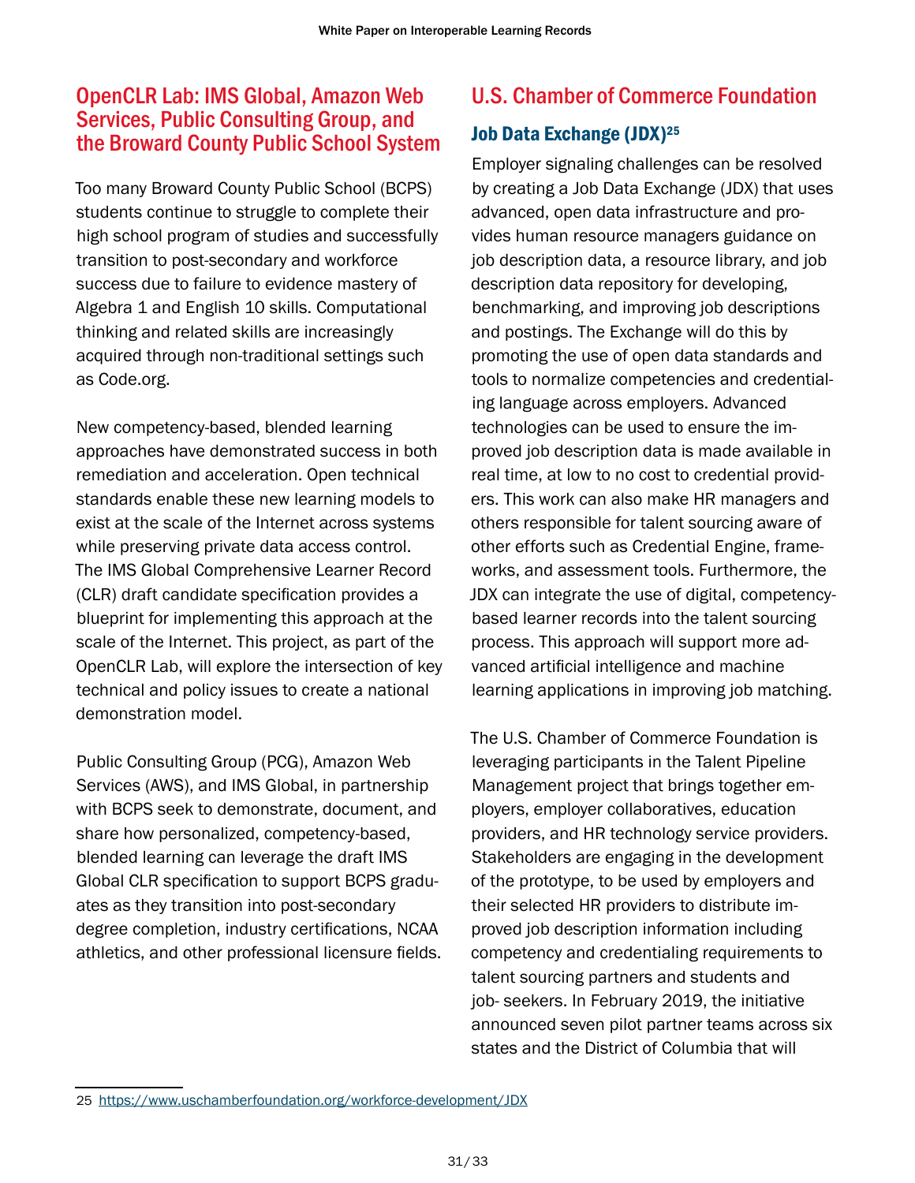## OpenCLR Lab: IMS Global, Amazon Web Services, Public Consulting Group, and the Broward County Public School System

Too many Broward County Public School (BCPS) students continue to struggle to complete their high school program of studies and successfully transition to post-secondary and workforce success due to failure to evidence mastery of Algebra 1 and English 10 skills. Computational thinking and related skills are increasingly acquired through non-traditional settings such as Code.org.

New competency-based, blended learning approaches have demonstrated success in both remediation and acceleration. Open technical standards enable these new learning models to exist at the scale of the Internet across systems while preserving private data access control. The IMS Global Comprehensive Learner Record (CLR) draft candidate specification provides a blueprint for implementing this approach at the scale of the Internet. This project, as part of the OpenCLR Lab, will explore the intersection of key technical and policy issues to create a national demonstration model.

Public Consulting Group (PCG), Amazon Web Services (AWS), and IMS Global, in partnership with BCPS seek to demonstrate, document, and share how personalized, competency-based, blended learning can leverage the draft IMS Global CLR specification to support BCPS graduates as they transition into post-secondary degree completion, industry certifications, NCAA athletics, and other professional licensure fields.

## U.S. Chamber of Commerce Foundation

### Job Data Exchange (JDX)[25]

Employer signaling challenges can be resolved by creating a Job Data Exchange (JDX) that uses advanced, open data infrastructure and provides human resource managers guidance on job description data, a resource library, and job description data repository for developing, benchmarking, and improving job descriptions and postings. The Exchange will do this by promoting the use of open data standards and tools to normalize competencies and credentialing language across employers. Advanced technologies can be used to ensure the improved job description data is made available in real time, at low to no cost to credential providers. This work can also make HR managers and others responsible for talent sourcing aware of other efforts such as Credential Engine, frameworks, and assessment tools. Furthermore, the JDX can integrate the use of digital, competency-based learner records into the talent sourcing process. This approach will support more advanced artificial intelligence and machine learning applications in improving job matching.

The U.S. Chamber of Commerce Foundation is leveraging participants in the Talent Pipeline Management project that brings together employers, employer collaboratives, education providers, and HR technology service providers. Stakeholders are engaging in the development of the prototype, to be used by employers and their selected HR providers to distribute improved job description information including competency and credentialing requirements to talent sourcing partners and students and job- seekers. In February 2019, the initiative announced seven pilot partner teams across six states and the District of Columbia that will

25 https://www.uschamberfoundation.org/workforce-development/JDX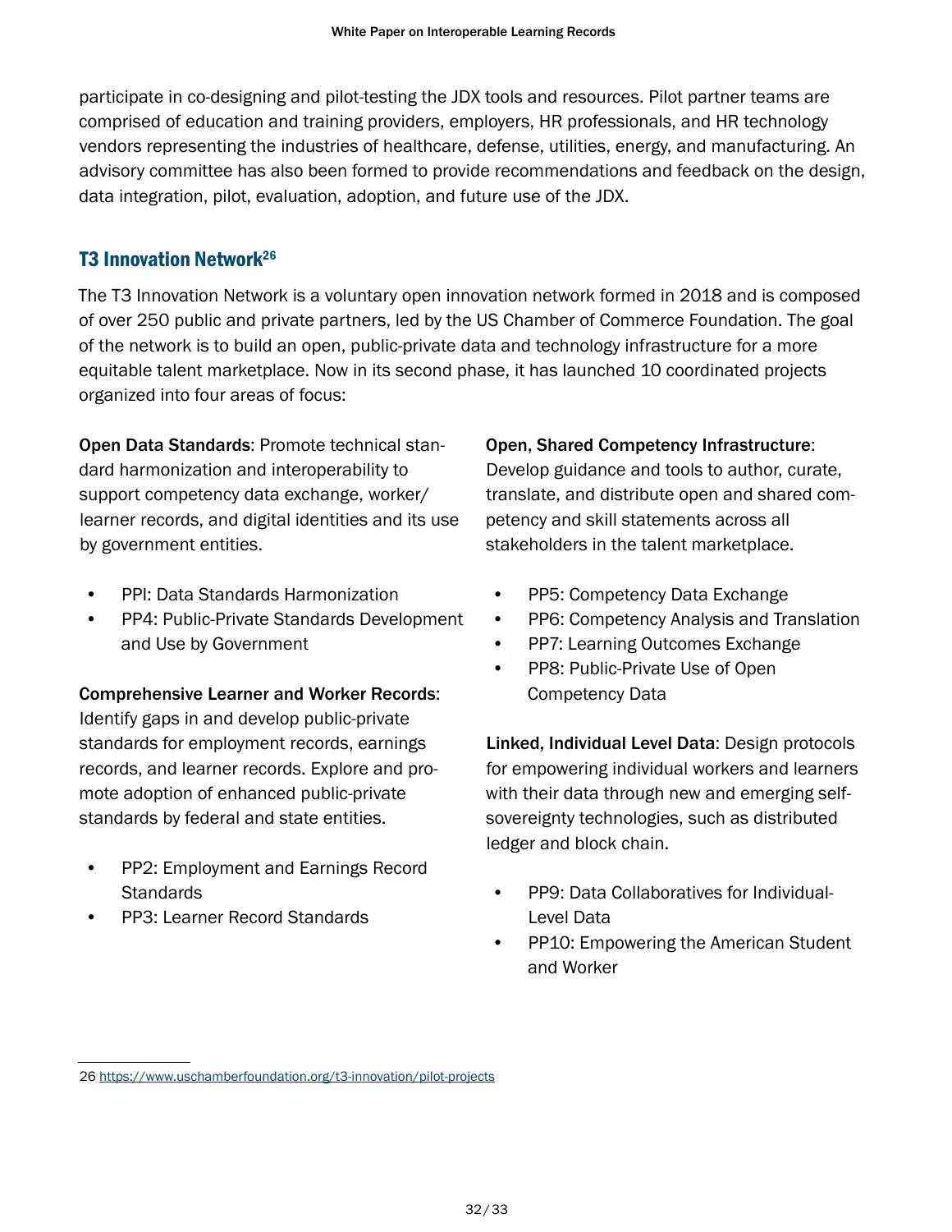participate in co-designing and pilot-testing the JDX tools and resources. Pilot partner teams are comprised of education and training providers, employers, HR professionals, and HR technology vendors representing the industries of healthcare, defense, utilities, energy, and manufacturing. An advisory committee has also been formed to provide recommendations and feedback on the design, data integration, pilot, evaluation, adoption, and future use of the JDX.

## T3 Innovation Network[26]

The T3 Innovation Network is a voluntary open innovation network formed in 2018 and is composed of over 250 public and private partners, led by the US Chamber of Commerce Foundation. The goal of the network is to build an open, public-private data and technology infrastructure for a more equitable talent marketplace. Now in its second phase, it has launched 10 coordinated projects organized into four areas of focus:

**Open Data Standards**: Promote technical standard harmonization and interoperability to support competency data exchange, worker/learner records, and digital identities and its use by government entities.

- PPI: Data Standards Harmonization
- PP4: Public-Private Standards Development and Use by Government

**Comprehensive Learner and Worker Records**: Identify gaps in and develop public-private standards for employment records, earnings records, and learner records. Explore and promote adoption of enhanced public-private standards by federal and state entities.

- PP2: Employment and Earnings Record Standards
- PP3: Learner Record Standards

**Open, Shared Competency Infrastructure**: Develop guidance and tools to author, curate, translate, and distribute open and shared competency and skill statements across all stakeholders in the talent marketplace.

- PP5: Competency Data Exchange
- PP6: Competency Analysis and Translation
- PP7: Learning Outcomes Exchange
- PP8: Public-Private Use of Open Competency Data

**Linked, Individual Level Data**: Design protocols for empowering individual workers and learners with their data through new and emerging self-sovereignty technologies, such as distributed ledger and block chain.

- PP9: Data Collaboratives for Individual-Level Data
- PP10: Empowering the American Student and Worker

---

26 https://www.uschamberfoundation.org/t3-innovation/pilot-projects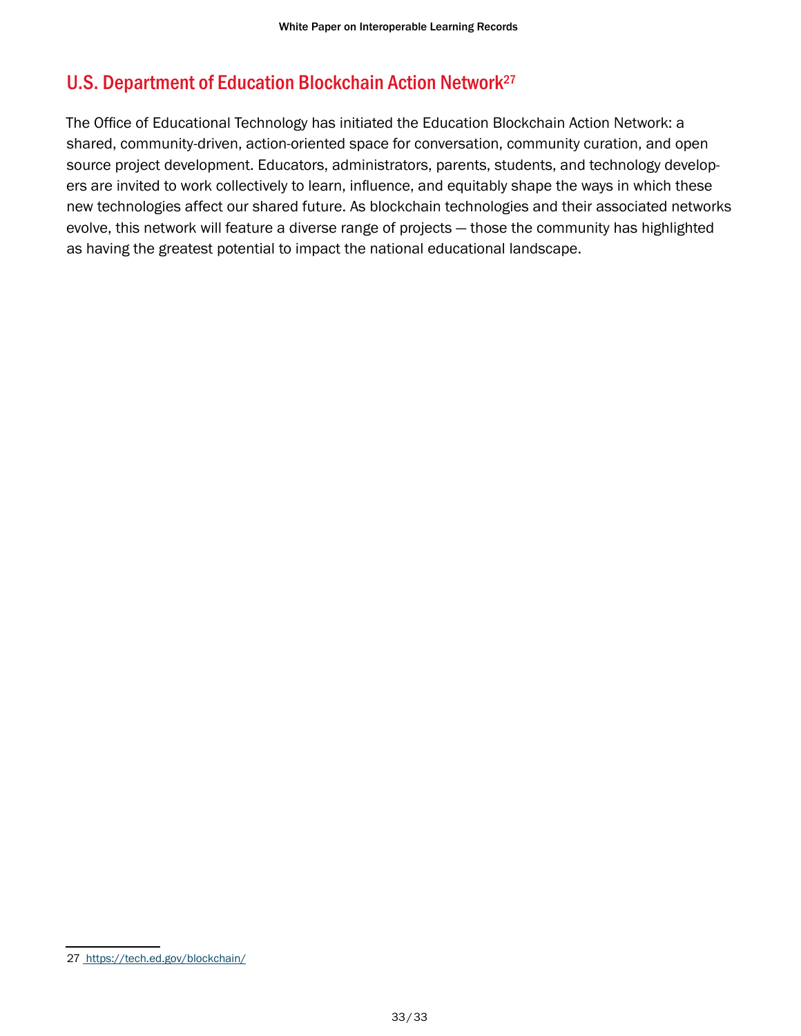## U.S. Department of Education Blockchain Action Network[27]

The Office of Educational Technology has initiated the Education Blockchain Action Network: a shared, community-driven, action-oriented space for conversation, community curation, and open source project development. Educators, administrators, parents, students, and technology developers are invited to work collectively to learn, influence, and equitably shape the ways in which these new technologies affect our shared future. As blockchain technologies and their associated networks evolve, this network will feature a diverse range of projects — those the community has highlighted as having the greatest potential to impact the national educational landscape.

27 https://tech.ed.gov/blockchain/